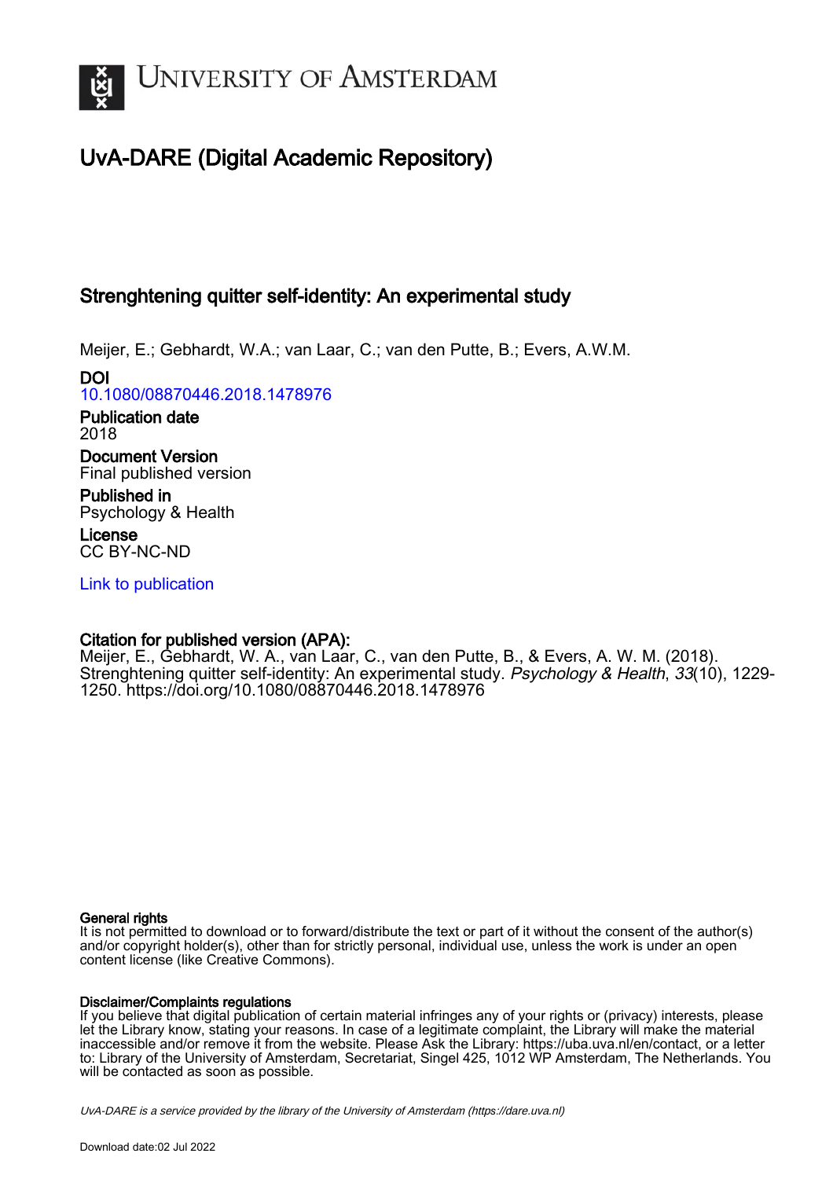# UNIVERSITY OF AMSTERDAM

## UvA-DARE (Digital Academic Repository)

### Strenghtening quitter self-identity: An experimental study

Meijer, E.; Gebhardt, W.A.; van Laar, C.; van den Putte, B.; Evers, A.W.M.

**DOI**
10.1080/08870446.2018.1478976

**Publication date**
2018

**Document Version**
Final published version

**Published in**
Psychology & Health

**License**
CC BY-NC-ND

Link to publication

**Citation for published version (APA):**
Meijer, E., Gebhardt, W. A., van Laar, C., van den Putte, B., & Evers, A. W. M. (2018). Strenghtening quitter self-identity: An experimental study. *Psychology & Health*, *33*(10), 1229-1250. https://doi.org/10.1080/08870446.2018.1478976

**General rights**
It is not permitted to download or to forward/distribute the text or part of it without the consent of the author(s) and/or copyright holder(s), other than for strictly personal, individual use, unless the work is under an open content license (like Creative Commons).

**Disclaimer/Complaints regulations**
If you believe that digital publication of certain material infringes any of your rights or (privacy) interests, please let the Library know, stating your reasons. In case of a legitimate complaint, the Library will make the material inaccessible and/or remove it from the website. Please Ask the Library: https://uba.uva.nl/en/contact, or a letter to: Library of the University of Amsterdam, Secretariat, Singel 425, 1012 WP Amsterdam, The Netherlands. You will be contacted as soon as possible.

*UvA-DARE is a service provided by the library of the University of Amsterdam (https://dare.uva.nl)*

Download date:02 Jul 2022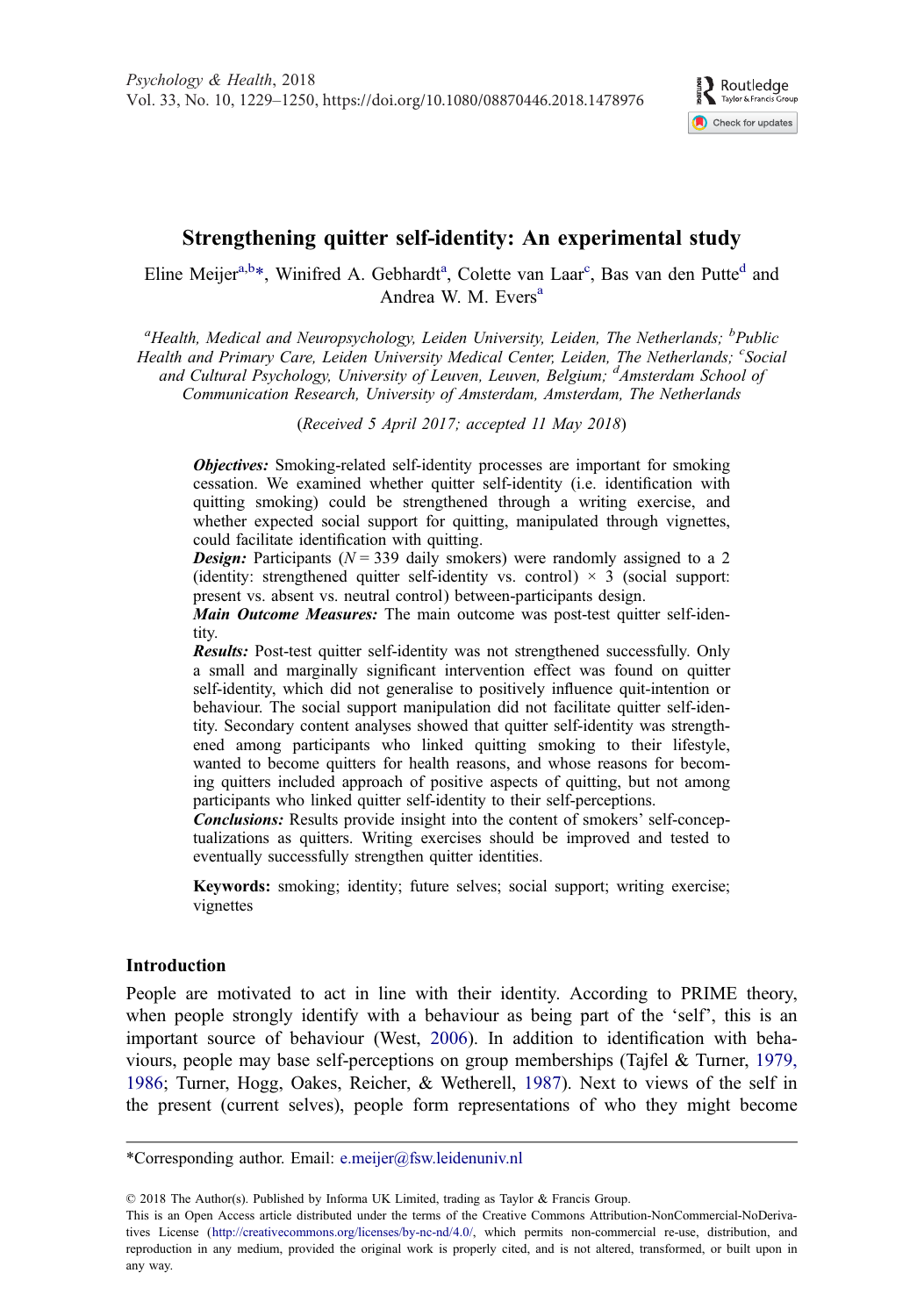# Strengthening quitter self-identity: An experimental study

Eline Meijer[a,b]*, Winifred A. Gebhardt[a], Colette van Laar[c], Bas van den Putte[d] and Andrea W. M. Evers[a]

[a]*Health, Medical and Neuropsychology, Leiden University, Leiden, The Netherlands;* [b]*Public Health and Primary Care, Leiden University Medical Center, Leiden, The Netherlands;* [c]*Social and Cultural Psychology, University of Leuven, Leuven, Belgium;* [d]*Amsterdam School of Communication Research, University of Amsterdam, Amsterdam, The Netherlands*

(*Received 5 April 2017; accepted 11 May 2018*)

***Objectives:*** Smoking-related self-identity processes are important for smoking cessation. We examined whether quitter self-identity (i.e. identification with quitting smoking) could be strengthened through a writing exercise, and whether expected social support for quitting, manipulated through vignettes, could facilitate identification with quitting.

***Design:*** Participants ($N = 339$ daily smokers) were randomly assigned to a 2 (identity: strengthened quitter self-identity vs. control) × 3 (social support: present vs. absent vs. neutral control) between-participants design.

***Main Outcome Measures:*** The main outcome was post-test quitter self-identity.

***Results:*** Post-test quitter self-identity was not strengthened successfully. Only a small and marginally significant intervention effect was found on quitter self-identity, which did not generalise to positively influence quit-intention or behaviour. The social support manipulation did not facilitate quitter self-identity. Secondary content analyses showed that quitter self-identity was strengthened among participants who linked quitting smoking to their lifestyle, wanted to become quitters for health reasons, and whose reasons for becoming quitters included approach of positive aspects of quitting, but not among participants who linked quitter self-identity to their self-perceptions.

***Conclusions:*** Results provide insight into the content of smokers' self-conceptualizations as quitters. Writing exercises should be improved and tested to eventually successfully strengthen quitter identities.

**Keywords:** smoking; identity; future selves; social support; writing exercise; vignettes

## Introduction

People are motivated to act in line with their identity. According to PRIME theory, when people strongly identify with a behaviour as being part of the 'self', this is an important source of behaviour (West, 2006). In addition to identification with behaviours, people may base self-perceptions on group memberships (Tajfel & Turner, 1979, 1986; Turner, Hogg, Oakes, Reicher, & Wetherell, 1987). Next to views of the self in the present (current selves), people form representations of who they might become

---

*Corresponding author. Email: e.meijer@fsw.leidenuniv.nl

© 2018 The Author(s). Published by Informa UK Limited, trading as Taylor & Francis Group.
This is an Open Access article distributed under the terms of the Creative Commons Attribution-NonCommercial-NoDerivatives License (http://creativecommons.org/licenses/by-nc-nd/4.0/, which permits non-commercial re-use, distribution, and reproduction in any medium, provided the original work is properly cited, and is not altered, transformed, or built upon in any way.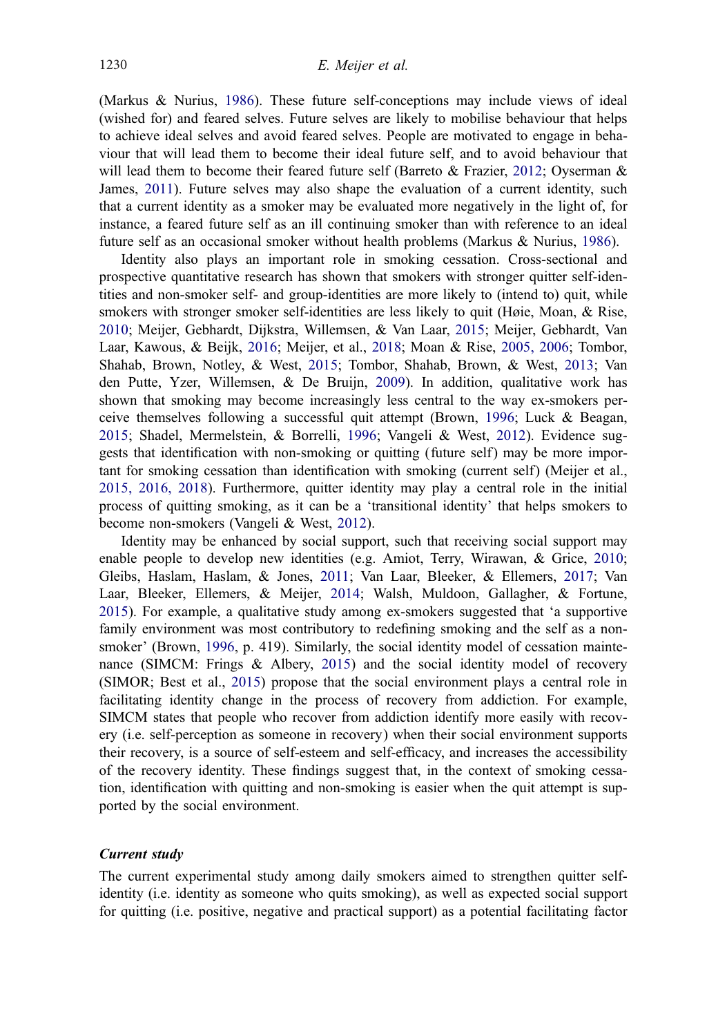(Markus & Nurius, 1986). These future self-conceptions may include views of ideal (wished for) and feared selves. Future selves are likely to mobilise behaviour that helps to achieve ideal selves and avoid feared selves. People are motivated to engage in behaviour that will lead them to become their ideal future self, and to avoid behaviour that will lead them to become their feared future self (Barreto & Frazier, 2012; Oyserman & James, 2011). Future selves may also shape the evaluation of a current identity, such that a current identity as a smoker may be evaluated more negatively in the light of, for instance, a feared future self as an ill continuing smoker than with reference to an ideal future self as an occasional smoker without health problems (Markus & Nurius, 1986).

Identity also plays an important role in smoking cessation. Cross-sectional and prospective quantitative research has shown that smokers with stronger quitter self-identities and non-smoker self- and group-identities are more likely to (intend to) quit, while smokers with stronger smoker self-identities are less likely to quit (Høie, Moan, & Rise, 2010; Meijer, Gebhardt, Dijkstra, Willemsen, & Van Laar, 2015; Meijer, Gebhardt, Van Laar, Kawous, & Beijk, 2016; Meijer, et al., 2018; Moan & Rise, 2005, 2006; Tombor, Shahab, Brown, Notley, & West, 2015; Tombor, Shahab, Brown, & West, 2013; Van den Putte, Yzer, Willemsen, & De Bruijn, 2009). In addition, qualitative work has shown that smoking may become increasingly less central to the way ex-smokers perceive themselves following a successful quit attempt (Brown, 1996; Luck & Beagan, 2015; Shadel, Mermelstein, & Borrelli, 1996; Vangeli & West, 2012). Evidence suggests that identification with non-smoking or quitting (future self) may be more important for smoking cessation than identification with smoking (current self) (Meijer et al., 2015, 2016, 2018). Furthermore, quitter identity may play a central role in the initial process of quitting smoking, as it can be a 'transitional identity' that helps smokers to become non-smokers (Vangeli & West, 2012).

Identity may be enhanced by social support, such that receiving social support may enable people to develop new identities (e.g. Amiot, Terry, Wirawan, & Grice, 2010; Gleibs, Haslam, Haslam, & Jones, 2011; Van Laar, Bleeker, & Ellemers, 2017; Van Laar, Bleeker, Ellemers, & Meijer, 2014; Walsh, Muldoon, Gallagher, & Fortune, 2015). For example, a qualitative study among ex-smokers suggested that 'a supportive family environment was most contributory to redefining smoking and the self as a non-smoker' (Brown, 1996, p. 419). Similarly, the social identity model of cessation maintenance (SIMCM: Frings & Albery, 2015) and the social identity model of recovery (SIMOR; Best et al., 2015) propose that the social environment plays a central role in facilitating identity change in the process of recovery from addiction. For example, SIMCM states that people who recover from addiction identify more easily with recovery (i.e. self-perception as someone in recovery) when their social environment supports their recovery, is a source of self-esteem and self-efficacy, and increases the accessibility of the recovery identity. These findings suggest that, in the context of smoking cessation, identification with quitting and non-smoking is easier when the quit attempt is supported by the social environment.

### *Current study*

The current experimental study among daily smokers aimed to strengthen quitter self-identity (i.e. identity as someone who quits smoking), as well as expected social support for quitting (i.e. positive, negative and practical support) as a potential facilitating factor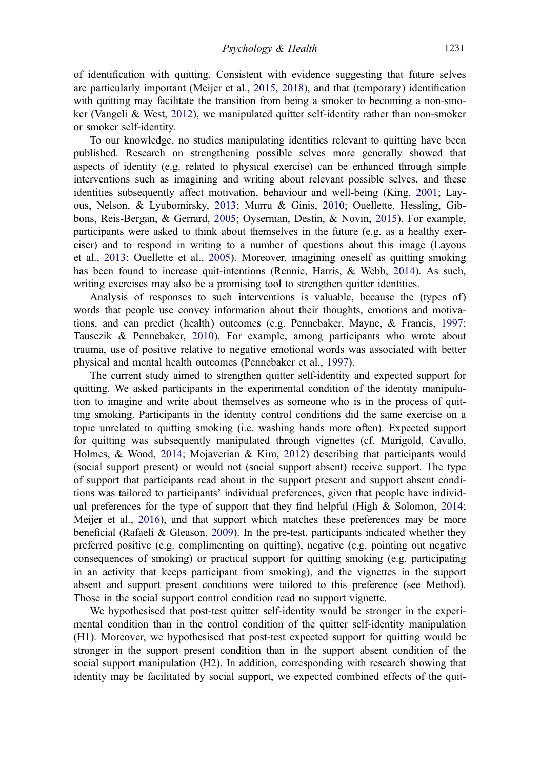of identification with quitting. Consistent with evidence suggesting that future selves are particularly important (Meijer et al., 2015, 2018), and that (temporary) identification with quitting may facilitate the transition from being a smoker to becoming a non-smoker (Vangeli & West, 2012), we manipulated quitter self-identity rather than non-smoker or smoker self-identity.

To our knowledge, no studies manipulating identities relevant to quitting have been published. Research on strengthening possible selves more generally showed that aspects of identity (e.g. related to physical exercise) can be enhanced through simple interventions such as imagining and writing about relevant possible selves, and these identities subsequently affect motivation, behaviour and well-being (King, 2001; Layous, Nelson, & Lyubomirsky, 2013; Murru & Ginis, 2010; Ouellette, Hessling, Gibbons, Reis-Bergan, & Gerrard, 2005; Oyserman, Destin, & Novin, 2015). For example, participants were asked to think about themselves in the future (e.g. as a healthy exerciser) and to respond in writing to a number of questions about this image (Layous et al., 2013; Ouellette et al., 2005). Moreover, imagining oneself as quitting smoking has been found to increase quit-intentions (Rennie, Harris, & Webb, 2014). As such, writing exercises may also be a promising tool to strengthen quitter identities.

Analysis of responses to such interventions is valuable, because the (types of) words that people use convey information about their thoughts, emotions and motivations, and can predict (health) outcomes (e.g. Pennebaker, Mayne, & Francis, 1997; Tausczik & Pennebaker, 2010). For example, among participants who wrote about trauma, use of positive relative to negative emotional words was associated with better physical and mental health outcomes (Pennebaker et al., 1997).

The current study aimed to strengthen quitter self-identity and expected support for quitting. We asked participants in the experimental condition of the identity manipulation to imagine and write about themselves as someone who is in the process of quitting smoking. Participants in the identity control conditions did the same exercise on a topic unrelated to quitting smoking (i.e. washing hands more often). Expected support for quitting was subsequently manipulated through vignettes (cf. Marigold, Cavallo, Holmes, & Wood, 2014; Mojaverian & Kim, 2012) describing that participants would (social support present) or would not (social support absent) receive support. The type of support that participants read about in the support present and support absent conditions was tailored to participants' individual preferences, given that people have individual preferences for the type of support that they find helpful (High & Solomon, 2014; Meijer et al., 2016), and that support which matches these preferences may be more beneficial (Rafaeli & Gleason, 2009). In the pre-test, participants indicated whether they preferred positive (e.g. complimenting on quitting), negative (e.g. pointing out negative consequences of smoking) or practical support for quitting smoking (e.g. participating in an activity that keeps participant from smoking), and the vignettes in the support absent and support present conditions were tailored to this preference (see Method). Those in the social support control condition read no support vignette.

We hypothesised that post-test quitter self-identity would be stronger in the experimental condition than in the control condition of the quitter self-identity manipulation (H1). Moreover, we hypothesised that post-test expected support for quitting would be stronger in the support present condition than in the support absent condition of the social support manipulation (H2). In addition, corresponding with research showing that identity may be facilitated by social support, we expected combined effects of the quit-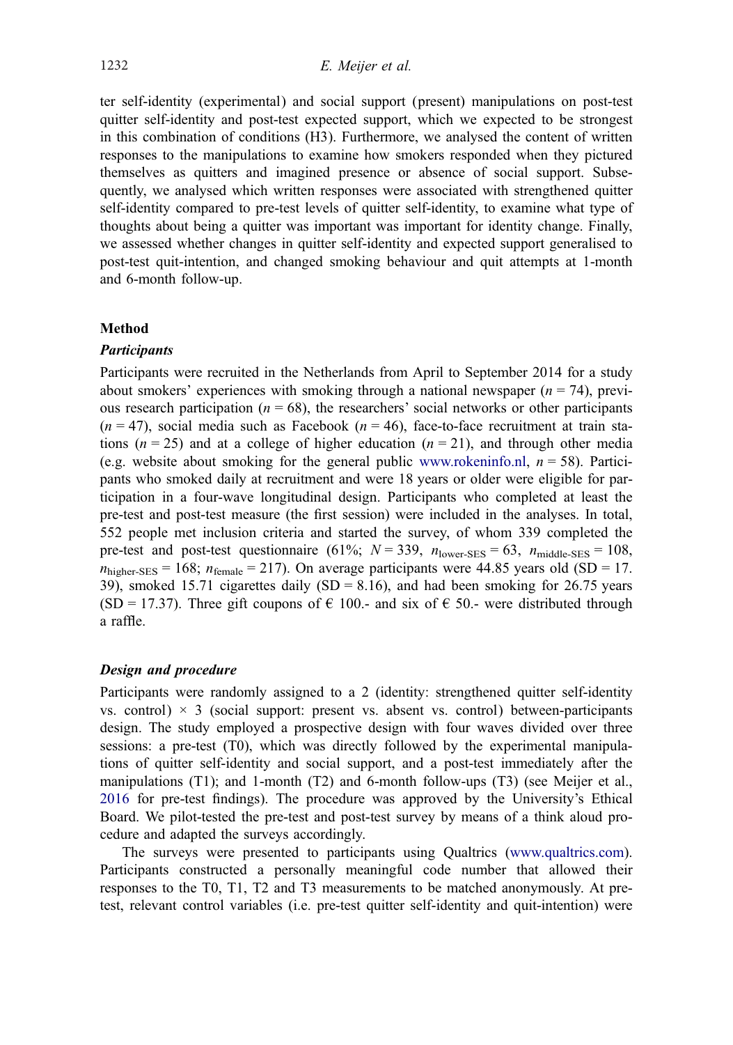ter self-identity (experimental) and social support (present) manipulations on post-test quitter self-identity and post-test expected support, which we expected to be strongest in this combination of conditions (H3). Furthermore, we analysed the content of written responses to the manipulations to examine how smokers responded when they pictured themselves as quitters and imagined presence or absence of social support. Subsequently, we analysed which written responses were associated with strengthened quitter self-identity compared to pre-test levels of quitter self-identity, to examine what type of thoughts about being a quitter was important was important for identity change. Finally, we assessed whether changes in quitter self-identity and expected support generalised to post-test quit-intention, and changed smoking behaviour and quit attempts at 1-month and 6-month follow-up.

## Method

### *Participants*

Participants were recruited in the Netherlands from April to September 2014 for a study about smokers' experiences with smoking through a national newspaper ($n = 74$), previous research participation ($n = 68$), the researchers' social networks or other participants ($n = 47$), social media such as Facebook ($n = 46$), face-to-face recruitment at train stations ($n = 25$) and at a college of higher education ($n = 21$), and through other media (e.g. website about smoking for the general public www.rokeninfo.nl, $n = 58$). Participants who smoked daily at recruitment and were 18 years or older were eligible for participation in a four-wave longitudinal design. Participants who completed at least the pre-test and post-test measure (the first session) were included in the analyses. In total, 552 people met inclusion criteria and started the survey, of whom 339 completed the pre-test and post-test questionnaire (61%; $N = 339$, $n_{\text{lower-SES}} = 63$, $n_{\text{middle-SES}} = 108$, $n_{\text{higher-SES}} = 168$; $n_{\text{female}} = 217$). On average participants were 44.85 years old (SD = 17.39), smoked 15.71 cigarettes daily (SD = 8.16), and had been smoking for 26.75 years (SD = 17.37). Three gift coupons of € 100.- and six of € 50.- were distributed through a raffle.

### *Design and procedure*

Participants were randomly assigned to a 2 (identity: strengthened quitter self-identity vs. control) × 3 (social support: present vs. absent vs. control) between-participants design. The study employed a prospective design with four waves divided over three sessions: a pre-test (T0), which was directly followed by the experimental manipulations of quitter self-identity and social support, and a post-test immediately after the manipulations (T1); and 1-month (T2) and 6-month follow-ups (T3) (see Meijer et al., 2016 for pre-test findings). The procedure was approved by the University's Ethical Board. We pilot-tested the pre-test and post-test survey by means of a think aloud procedure and adapted the surveys accordingly.

The surveys were presented to participants using Qualtrics (www.qualtrics.com). Participants constructed a personally meaningful code number that allowed their responses to the T0, T1, T2 and T3 measurements to be matched anonymously. At pre-test, relevant control variables (i.e. pre-test quitter self-identity and quit-intention) were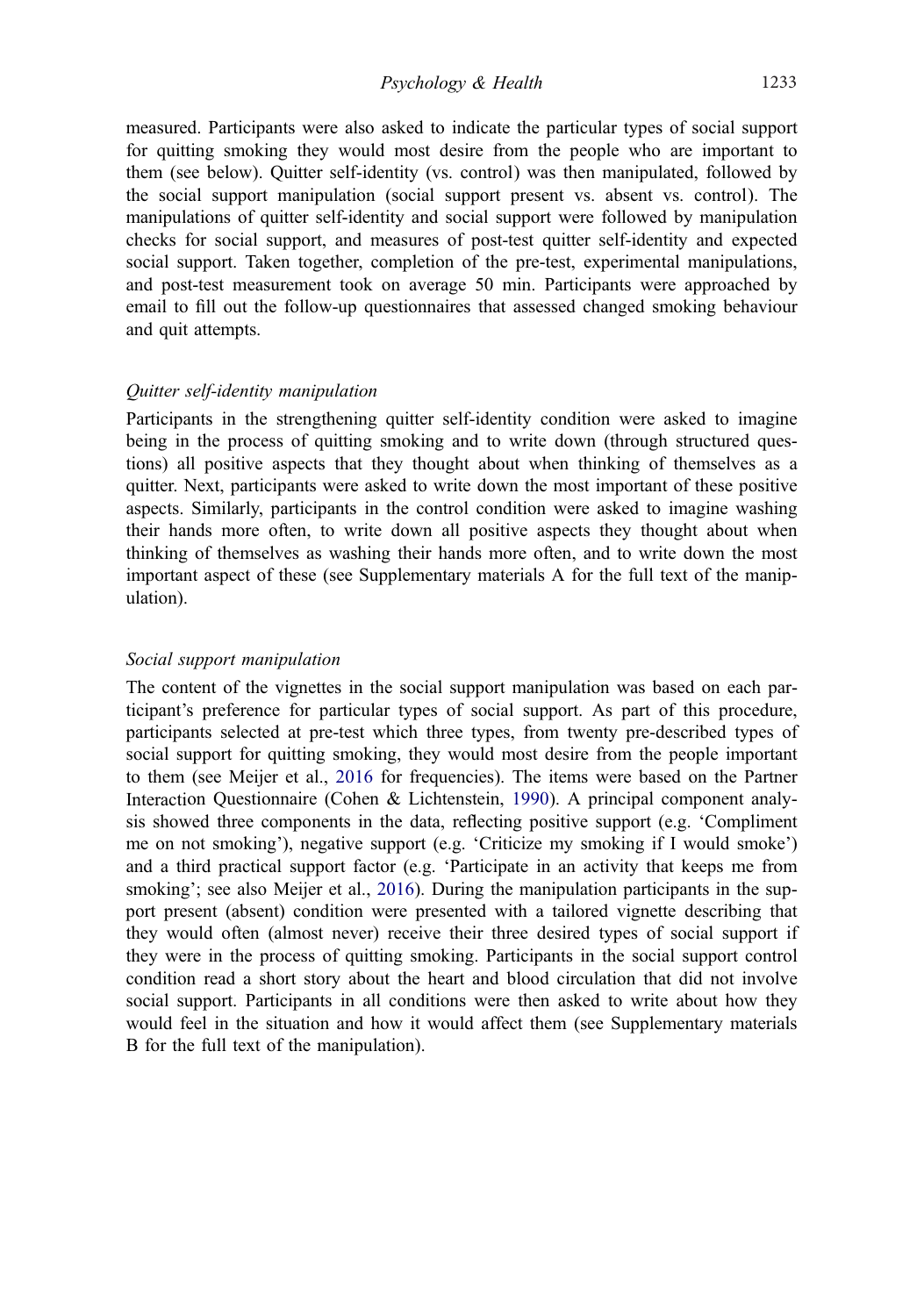measured. Participants were also asked to indicate the particular types of social support for quitting smoking they would most desire from the people who are important to them (see below). Quitter self-identity (vs. control) was then manipulated, followed by the social support manipulation (social support present vs. absent vs. control). The manipulations of quitter self-identity and social support were followed by manipulation checks for social support, and measures of post-test quitter self-identity and expected social support. Taken together, completion of the pre-test, experimental manipulations, and post-test measurement took on average 50 min. Participants were approached by email to fill out the follow-up questionnaires that assessed changed smoking behaviour and quit attempts.

### *Quitter self-identity manipulation*

Participants in the strengthening quitter self-identity condition were asked to imagine being in the process of quitting smoking and to write down (through structured questions) all positive aspects that they thought about when thinking of themselves as a quitter. Next, participants were asked to write down the most important of these positive aspects. Similarly, participants in the control condition were asked to imagine washing their hands more often, to write down all positive aspects they thought about when thinking of themselves as washing their hands more often, and to write down the most important aspect of these (see Supplementary materials A for the full text of the manipulation).

### *Social support manipulation*

The content of the vignettes in the social support manipulation was based on each participant's preference for particular types of social support. As part of this procedure, participants selected at pre-test which three types, from twenty pre-described types of social support for quitting smoking, they would most desire from the people important to them (see Meijer et al., 2016 for frequencies). The items were based on the Partner Interaction Questionnaire (Cohen & Lichtenstein, 1990). A principal component analysis showed three components in the data, reflecting positive support (e.g. 'Compliment me on not smoking'), negative support (e.g. 'Criticize my smoking if I would smoke') and a third practical support factor (e.g. 'Participate in an activity that keeps me from smoking'; see also Meijer et al., 2016). During the manipulation participants in the support present (absent) condition were presented with a tailored vignette describing that they would often (almost never) receive their three desired types of social support if they were in the process of quitting smoking. Participants in the social support control condition read a short story about the heart and blood circulation that did not involve social support. Participants in all conditions were then asked to write about how they would feel in the situation and how it would affect them (see Supplementary materials B for the full text of the manipulation).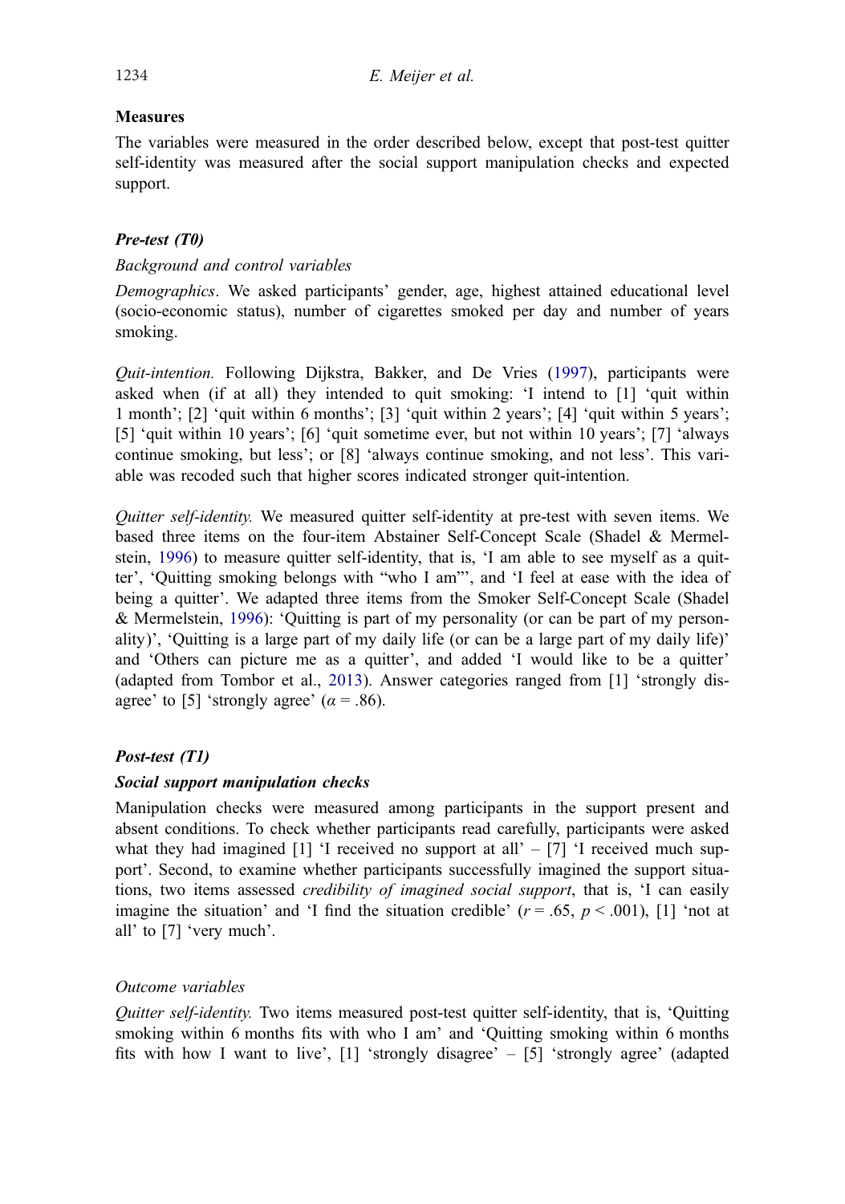## Measures

The variables were measured in the order described below, except that post-test quitter self-identity was measured after the social support manipulation checks and expected support.

### *Pre-test (T0)*

*Background and control variables*

*Demographics*. We asked participants' gender, age, highest attained educational level (socio-economic status), number of cigarettes smoked per day and number of years smoking.

*Quit-intention.* Following Dijkstra, Bakker, and De Vries (1997), participants were asked when (if at all) they intended to quit smoking: 'I intend to [1] 'quit within 1 month'; [2] 'quit within 6 months'; [3] 'quit within 2 years'; [4] 'quit within 5 years'; [5] 'quit within 10 years'; [6] 'quit sometime ever, but not within 10 years'; [7] 'always continue smoking, but less'; or [8] 'always continue smoking, and not less'. This variable was recoded such that higher scores indicated stronger quit-intention.

*Quitter self-identity.* We measured quitter self-identity at pre-test with seven items. We based three items on the four-item Abstainer Self-Concept Scale (Shadel & Mermelstein, 1996) to measure quitter self-identity, that is, 'I am able to see myself as a quitter', 'Quitting smoking belongs with "who I am"', and 'I feel at ease with the idea of being a quitter'. We adapted three items from the Smoker Self-Concept Scale (Shadel & Mermelstein, 1996): 'Quitting is part of my personality (or can be part of my personality)', 'Quitting is a large part of my daily life (or can be a large part of my daily life)' and 'Others can picture me as a quitter', and added 'I would like to be a quitter' (adapted from Tombor et al., 2013). Answer categories ranged from [1] 'strongly disagree' to [5] 'strongly agree' ($\alpha = .86$).

### *Post-test (T1)*

#### *Social support manipulation checks*

Manipulation checks were measured among participants in the support present and absent conditions. To check whether participants read carefully, participants were asked what they had imagined [1] 'I received no support at all' – [7] 'I received much support'. Second, to examine whether participants successfully imagined the support situations, two items assessed *credibility of imagined social support*, that is, 'I can easily imagine the situation' and 'I find the situation credible' ($r = .65$, $p < .001$), [1] 'not at all' to [7] 'very much'.

*Outcome variables*

*Quitter self-identity.* Two items measured post-test quitter self-identity, that is, 'Quitting smoking within 6 months fits with who I am' and 'Quitting smoking within 6 months fits with how I want to live', [1] 'strongly disagree' – [5] 'strongly agree' (adapted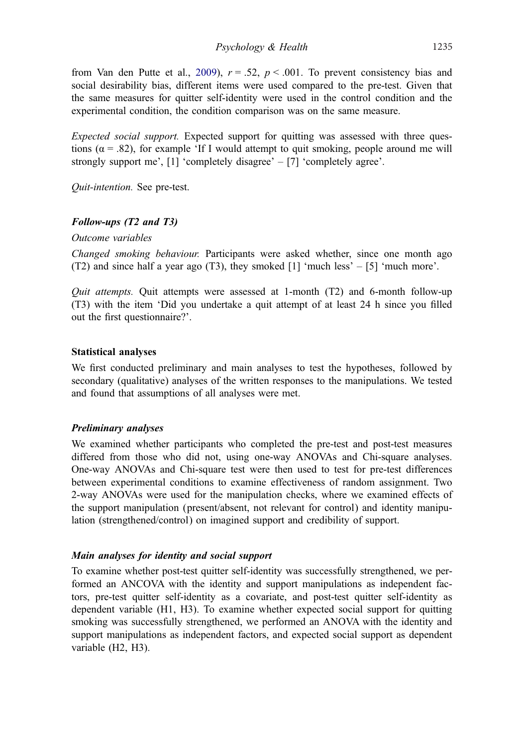from Van den Putte et al., 2009), $r = .52$, $p < .001$. To prevent consistency bias and social desirability bias, different items were used compared to the pre-test. Given that the same measures for quitter self-identity were used in the control condition and the experimental condition, the condition comparison was on the same measure.

*Expected social support.* Expected support for quitting was assessed with three questions ($\alpha = .82$), for example 'If I would attempt to quit smoking, people around me will strongly support me', [1] 'completely disagree' – [7] 'completely agree'.

*Quit-intention.* See pre-test.

#### *Follow-ups (T2 and T3)*

*Outcome variables*

*Changed smoking behaviour.* Participants were asked whether, since one month ago (T2) and since half a year ago (T3), they smoked [1] 'much less' – [5] 'much more'.

*Quit attempts.* Quit attempts were assessed at 1-month (T2) and 6-month follow-up (T3) with the item 'Did you undertake a quit attempt of at least 24 h since you filled out the first questionnaire?'.

### Statistical analyses

We first conducted preliminary and main analyses to test the hypotheses, followed by secondary (qualitative) analyses of the written responses to the manipulations. We tested and found that assumptions of all analyses were met.

#### *Preliminary analyses*

We examined whether participants who completed the pre-test and post-test measures differed from those who did not, using one-way ANOVAs and Chi-square analyses. One-way ANOVAs and Chi-square test were then used to test for pre-test differences between experimental conditions to examine effectiveness of random assignment. Two 2-way ANOVAs were used for the manipulation checks, where we examined effects of the support manipulation (present/absent, not relevant for control) and identity manipulation (strengthened/control) on imagined support and credibility of support.

#### *Main analyses for identity and social support*

To examine whether post-test quitter self-identity was successfully strengthened, we performed an ANCOVA with the identity and support manipulations as independent factors, pre-test quitter self-identity as a covariate, and post-test quitter self-identity as dependent variable (H1, H3). To examine whether expected social support for quitting smoking was successfully strengthened, we performed an ANOVA with the identity and support manipulations as independent factors, and expected social support as dependent variable (H2, H3).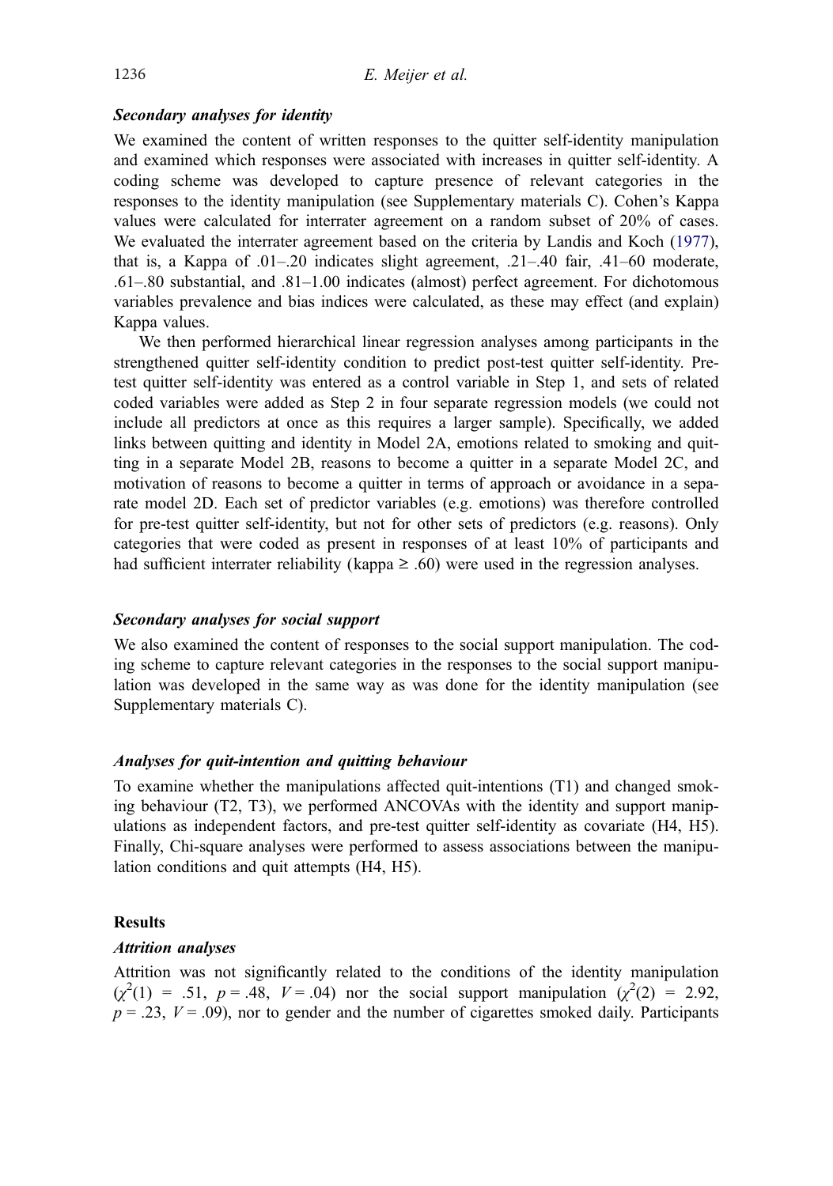### *Secondary analyses for identity*

We examined the content of written responses to the quitter self-identity manipulation and examined which responses were associated with increases in quitter self-identity. A coding scheme was developed to capture presence of relevant categories in the responses to the identity manipulation (see Supplementary materials C). Cohen's Kappa values were calculated for interrater agreement on a random subset of 20% of cases. We evaluated the interrater agreement based on the criteria by Landis and Koch (1977), that is, a Kappa of .01–.20 indicates slight agreement, .21–.40 fair, .41–60 moderate, .61–.80 substantial, and .81–1.00 indicates (almost) perfect agreement. For dichotomous variables prevalence and bias indices were calculated, as these may effect (and explain) Kappa values.

We then performed hierarchical linear regression analyses among participants in the strengthened quitter self-identity condition to predict post-test quitter self-identity. Pre-test quitter self-identity was entered as a control variable in Step 1, and sets of related coded variables were added as Step 2 in four separate regression models (we could not include all predictors at once as this requires a larger sample). Specifically, we added links between quitting and identity in Model 2A, emotions related to smoking and quitting in a separate Model 2B, reasons to become a quitter in a separate Model 2C, and motivation of reasons to become a quitter in terms of approach or avoidance in a separate model 2D. Each set of predictor variables (e.g. emotions) was therefore controlled for pre-test quitter self-identity, but not for other sets of predictors (e.g. reasons). Only categories that were coded as present in responses of at least 10% of participants and had sufficient interrater reliability (kappa ≥ .60) were used in the regression analyses.

### *Secondary analyses for social support*

We also examined the content of responses to the social support manipulation. The coding scheme to capture relevant categories in the responses to the social support manipulation was developed in the same way as was done for the identity manipulation (see Supplementary materials C).

### *Analyses for quit-intention and quitting behaviour*

To examine whether the manipulations affected quit-intentions (T1) and changed smoking behaviour (T2, T3), we performed ANCOVAs with the identity and support manipulations as independent factors, and pre-test quitter self-identity as covariate (H4, H5). Finally, Chi-square analyses were performed to assess associations between the manipulation conditions and quit attempts (H4, H5).

## **Results**

### *Attrition analyses*

Attrition was not significantly related to the conditions of the identity manipulation ($\chi^2(1)$ = .51, $p$ = .48, $V$ = .04) nor the social support manipulation ($\chi^2(2)$ = 2.92, $p$ = .23, $V$ = .09), nor to gender and the number of cigarettes smoked daily. Participants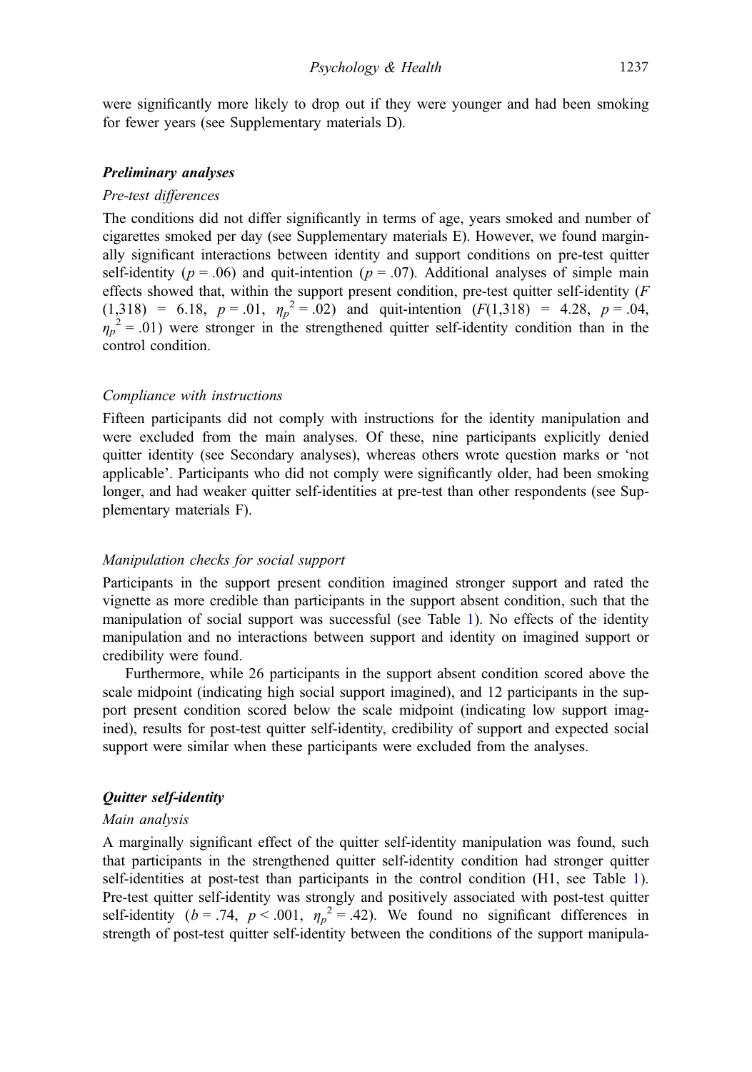were significantly more likely to drop out if they were younger and had been smoking for fewer years (see Supplementary materials D).

### ***Preliminary analyses***

#### *Pre-test differences*

The conditions did not differ significantly in terms of age, years smoked and number of cigarettes smoked per day (see Supplementary materials E). However, we found marginally significant interactions between identity and support conditions on pre-test quitter self-identity ($p = .06$) and quit-intention ($p = .07$). Additional analyses of simple main effects showed that, within the support present condition, pre-test quitter self-identity ($F(1,318) = 6.18$, $p = .01$, $\eta_p^2 = .02$) and quit-intention ($F(1,318) = 4.28$, $p = .04$, $\eta_p^2 = .01$) were stronger in the strengthened quitter self-identity condition than in the control condition.

#### *Compliance with instructions*

Fifteen participants did not comply with instructions for the identity manipulation and were excluded from the main analyses. Of these, nine participants explicitly denied quitter identity (see Secondary analyses), whereas others wrote question marks or 'not applicable'. Participants who did not comply were significantly older, had been smoking longer, and had weaker quitter self-identities at pre-test than other respondents (see Supplementary materials F).

#### *Manipulation checks for social support*

Participants in the support present condition imagined stronger support and rated the vignette as more credible than participants in the support absent condition, such that the manipulation of social support was successful (see Table 1). No effects of the identity manipulation and no interactions between support and identity on imagined support or credibility were found.

Furthermore, while 26 participants in the support absent condition scored above the scale midpoint (indicating high social support imagined), and 12 participants in the support present condition scored below the scale midpoint (indicating low support imagined), results for post-test quitter self-identity, credibility of support and expected social support were similar when these participants were excluded from the analyses.

### ***Quitter self-identity***

#### *Main analysis*

A marginally significant effect of the quitter self-identity manipulation was found, such that participants in the strengthened quitter self-identity condition had stronger quitter self-identities at post-test than participants in the control condition (H1, see Table 1). Pre-test quitter self-identity was strongly and positively associated with post-test quitter self-identity ($b = .74$, $p < .001$, $\eta_p^2 = .42$). We found no significant differences in strength of post-test quitter self-identity between the conditions of the support manipula-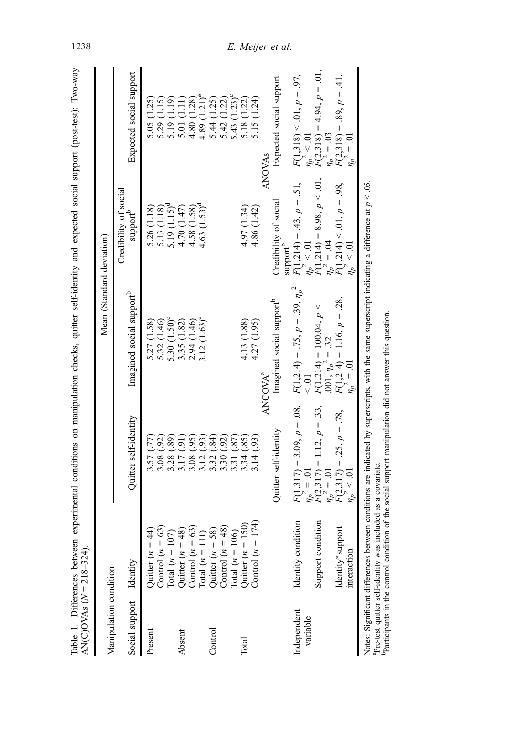Table 1. Differences between experimental conditions on manipulation checks, quitter self-identity and expected social support (post-test): Two-way AN(C)OVAs ($N = 218–324$).

| Manipulation condition | | Mean (Standard deviation) | | | |
|---|---|---|---|---|---|
| Social support | Identity | Quitter self-identity | Imagined social support[b] | Credibility of social support[b] | Expected social support |
| Present | Quitter ($n = 44$) | 3.57 (.77) | 5.27 (1.58) | 5.26 (1.18) | 5.05 (1.25) |
| | Control ($n = 63$) | 3.08 (.92) | 5.32 (1.46) | 5.13 (1.18) | 5.29 (1.15) |
| | Total ($n = 107$) | 3.28 (.89) | 5.30 (1.50)[c] | 5.19 (1.15)[d] | 5.19 (1.19) |
| Absent | Quitter ($n = 48$) | 3.17 (.91) | 3.35 (1.82) | 4.70 (1.47) | 5.01 (1.11) |
| | Control ($n = 63$) | 3.08 (.95) | 2.94 (1.46) | 4.58 (1.58) | 4.80 (1.28) |
| | Total ($n = 111$) | 3.12 (.93) | 3.12 (1.63)[c] | 4.63 (1.53)[d] | 4.89 (1.21)[e] |
| Control | Quitter ($n = 58$) | 3.32 (.84) | | | 5.44 (1.25) |
| | Control ($n = 48$) | 3.30 (.92) | | | 5.42 (1.22) |
| | Total ($n = 106$) | 3.31 (.87) | | | 5.43 (1.23)[e] |
| Total | Quitter ($n = 150$) | 3.34 (.85) | 4.13 (1.88) | 4.97 (1.34) | 5.18 (1.22) |
| | Control ($n = 174$) | 3.14 (.93) | 4.27 (1.95) | 4.86 (1.42) | 5.15 (1.24) |
| | | ANCOVA[a] | | ANOVAs | |
| | | Quitter self-identity | Imagined social support[b] | Credibility of social support[b] | Expected social support |
| Independent variable | Identity condition | $F(1,317) = 3.09$, $p = .08$, $\eta_p^2 = .01$ | $F(1,214) = .75$, $p = .39$, $\eta_p^2 < .01$ | $F(1,214) = .43$, $p = .51$, $\eta_p^2 < .01$ | $F(1,318) < .01$, $p = .97$, $\eta_p^2 < .01$ |
| | Support condition | $F(2,317) = 1.12$, $p = .33$, $\eta_p^2 = .01$ | $F(1,214) = 100.04$, $p < .001$, $\eta_p^2 = .32$ | $F(1,214) = 8.98$, $p < .01$, $\eta_p^2 = .04$ | $F(2,318) = 4.94$, $p = .01$, $\eta_p^2 = .03$ |
| | Identity*support interaction | $F(2,317) = .25$, $p = .78$, $\eta_p^2 < .01$ | $F(1,214) = 1.16$, $p = .28$, $\eta_p^2 = .01$ | $F(1,214) < .01$, $p = .98$, $\eta_p^2 < .01$ | $F(2,318) = .89$, $p = .41$, $\eta_p^2 = .01$ |

Notes: Significant differences between conditions are indicated by superscripts, with the same superscript indicating a difference at $p < .05$.
[a]Pre-test quitter self-identity was included as a covariate.
[b]Participants in the control condition of the social support manipulation did not answer this question.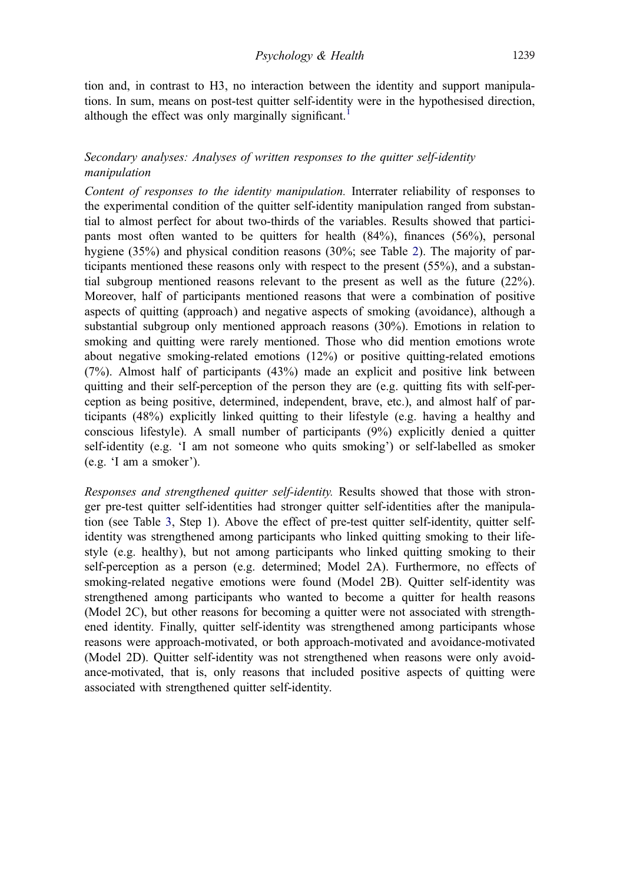tion and, in contrast to H3, no interaction between the identity and support manipulations. In sum, means on post-test quitter self-identity were in the hypothesised direction, although the effect was only marginally significant.[1]

### *Secondary analyses: Analyses of written responses to the quitter self-identity manipulation*

*Content of responses to the identity manipulation.* Interrater reliability of responses to the experimental condition of the quitter self-identity manipulation ranged from substantial to almost perfect for about two-thirds of the variables. Results showed that participants most often wanted to be quitters for health (84%), finances (56%), personal hygiene (35%) and physical condition reasons (30%; see Table 2). The majority of participants mentioned these reasons only with respect to the present (55%), and a substantial subgroup mentioned reasons relevant to the present as well as the future (22%). Moreover, half of participants mentioned reasons that were a combination of positive aspects of quitting (approach) and negative aspects of smoking (avoidance), although a substantial subgroup only mentioned approach reasons (30%). Emotions in relation to smoking and quitting were rarely mentioned. Those who did mention emotions wrote about negative smoking-related emotions (12%) or positive quitting-related emotions (7%). Almost half of participants (43%) made an explicit and positive link between quitting and their self-perception of the person they are (e.g. quitting fits with self-perception as being positive, determined, independent, brave, etc.), and almost half of participants (48%) explicitly linked quitting to their lifestyle (e.g. having a healthy and conscious lifestyle). A small number of participants (9%) explicitly denied a quitter self-identity (e.g. 'I am not someone who quits smoking') or self-labelled as smoker (e.g. 'I am a smoker').

*Responses and strengthened quitter self-identity.* Results showed that those with stronger pre-test quitter self-identities had stronger quitter self-identities after the manipulation (see Table 3, Step 1). Above the effect of pre-test quitter self-identity, quitter self-identity was strengthened among participants who linked quitting smoking to their lifestyle (e.g. healthy), but not among participants who linked quitting smoking to their self-perception as a person (e.g. determined; Model 2A). Furthermore, no effects of smoking-related negative emotions were found (Model 2B). Quitter self-identity was strengthened among participants who wanted to become a quitter for health reasons (Model 2C), but other reasons for becoming a quitter were not associated with strengthened identity. Finally, quitter self-identity was strengthened among participants whose reasons were approach-motivated, or both approach-motivated and avoidance-motivated (Model 2D). Quitter self-identity was not strengthened when reasons were only avoidance-motivated, that is, only reasons that included positive aspects of quitting were associated with strengthened quitter self-identity.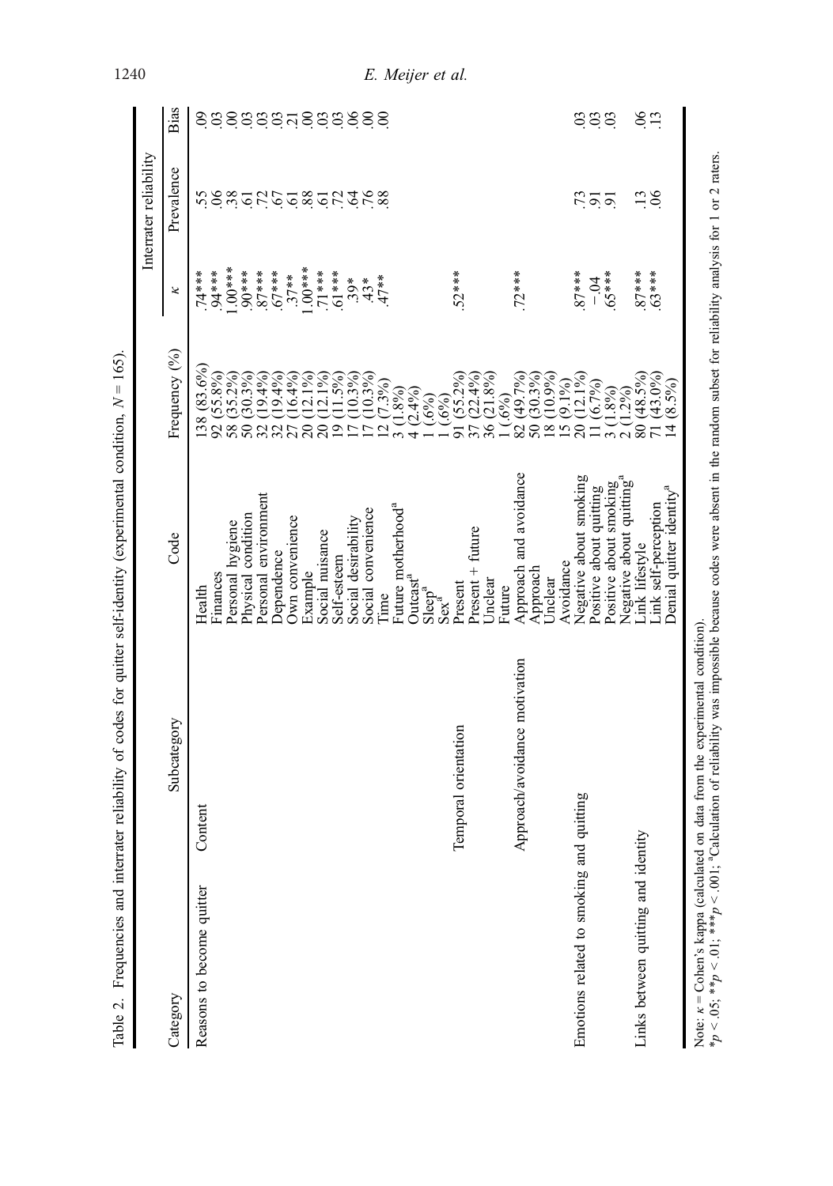Table 2. Frequencies and interrater reliability of codes for quitter self-identity (experimental condition, $N = 165$).

| Category | Subcategory | Code | Frequency (%) | Interrater reliability κ | Prevalence | Bias |
|---|---|---|---|---|---|---|
| Reasons to become quitter | Content | Health | 138 (83.6%) | .74*** | .55 | .09 |
| | | Finances | 92 (55.8%) | .94*** | .06 | .03 |
| | | Personal hygiene | 58 (35.2%) | 1.00*** | .38 | .00 |
| | | Physical condition | 50 (30.3%) | .90*** | .61 | .03 |
| | | Personal environment | 32 (19.4%) | .87*** | .72 | .03 |
| | | Dependence | 32 (19.4%) | .67*** | .67 | .03 |
| | | Own convenience | 27 (16.4%) | .37** | .61 | .21 |
| | | Example | 20 (12.1%) | 1.00*** | .88 | .00 |
| | | Social nuisance | 20 (12.1%) | .71*** | .61 | .03 |
| | | Self-esteem | 19 (11.5%) | .61*** | .72 | .03 |
| | | Social desirability | 17 (10.3%) | .39* | .64 | .06 |
| | | Social convenience | 17 (10.3%) | .43* | .76 | .00 |
| | | Time | 12 (7.3%) | .47** | .88 | .00 |
| | | Future motherhood[a] | 3 (1.8%) | | | |
| | | Outcast[a] | 4 (2.4%) | | | |
| | | Sleep[a] | 1 (.6%) | | | |
| | | Sex[a] | 1 (.6%) | | | |
| | Temporal orientation | Present | 91 (55.2%) | .52*** | | |
| | | Present + future | 37 (22.4%) | | | |
| | | Unclear | 36 (21.8%) | | | |
| | | Future | 1 (.6%) | | | |
| | Approach/avoidance motivation | Approach and avoidance | 82 (49.7%) | .72*** | | |
| | | Approach | 50 (30.3%) | | | |
| | | Unclear | 18 (10.9%) | | | |
| | | Avoidance | 15 (9.1%) | | | |
| Emotions related to smoking and quitting | | Negative about smoking | 20 (12.1%) | .87*** | .73 | .03 |
| | | Positive about quitting | 11 (6.7%) | −.04 | .91 | .03 |
| | | Positive about smoking | 3 (1.8%) | .65*** | .91 | .03 |
| | | Negative about quitting[a] | 2 (1.2%) | | | |
| Links between quitting and identity | | Link lifestyle | 80 (48.5%) | .87*** | .13 | .06 |
| | | Link self-perception | 71 (43.0%) | .63*** | .06 | .13 |
| | | Denial quitter identity[a] | 14 (8.5%) | | | |

Note: κ = Cohen's kappa (calculated on data from the experimental condition).
*$p < .05$; **$p < .01$; ***$p < .001$; [a]Calculation of reliability was impossible because codes were absent in the random subset for reliability analysis for 1 or 2 raters.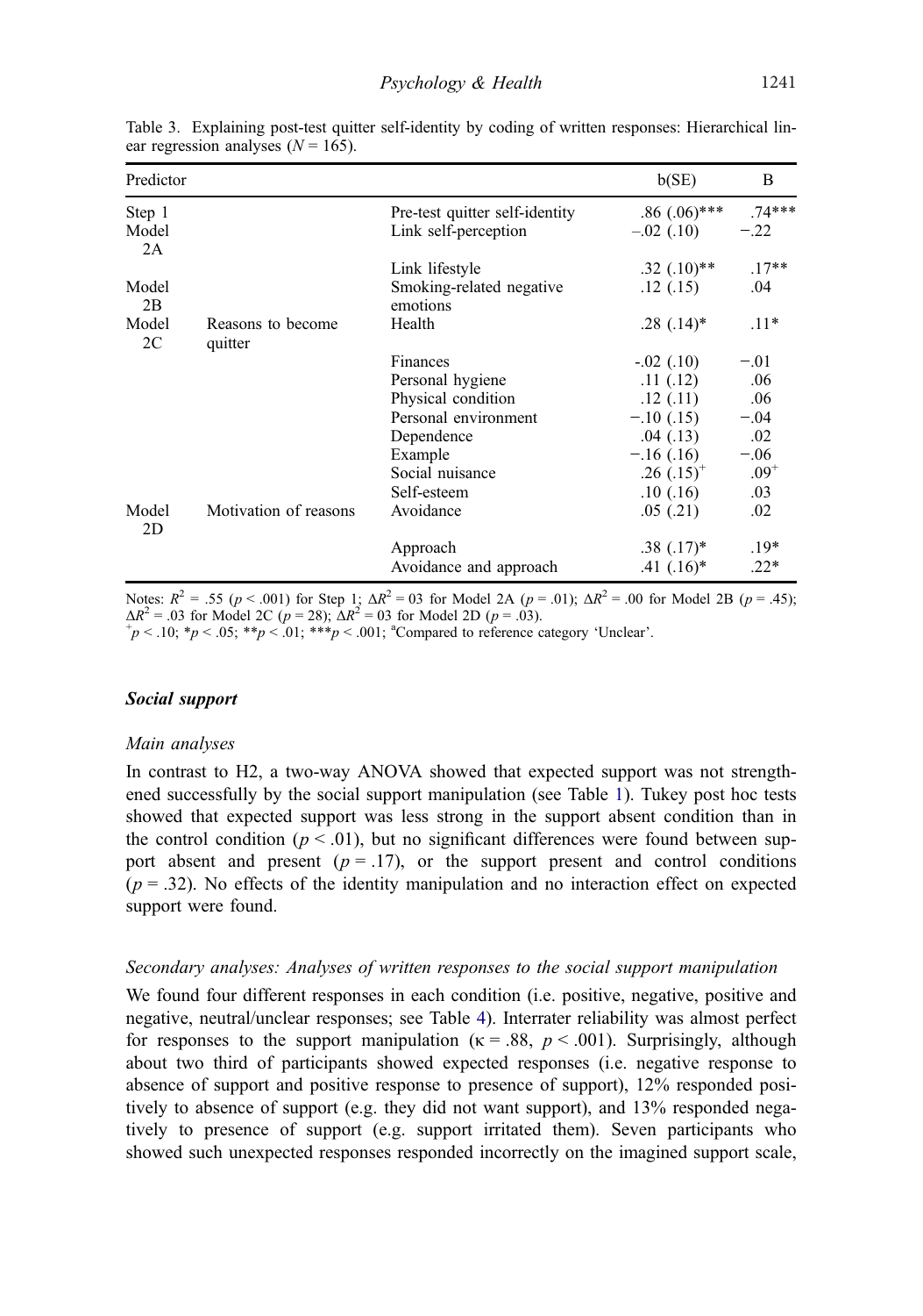Table 3. Explaining post-test quitter self-identity by coding of written responses: Hierarchical linear regression analyses ($N = 165$).

| Predictor | | | b(SE) | B |
|---|---|---|---|---|
| Step 1 | | Pre-test quitter self-identity | .86 (.06)*** | .74*** |
| Model 2A | | Link self-perception | –.02 (.10) | −.22 |
| | | Link lifestyle | .32 (.10)** | .17** |
| Model 2B | | Smoking-related negative emotions | .12 (.15) | .04 |
| Model 2C | Reasons to become quitter | Health | .28 (.14)* | .11* |
| | | Finances | -.02 (.10) | −.01 |
| | | Personal hygiene | .11 (.12) | .06 |
| | | Physical condition | .12 (.11) | .06 |
| | | Personal environment | −.10 (.15) | −.04 |
| | | Dependence | .04 (.13) | .02 |
| | | Example | −.16 (.16) | −.06 |
| | | Social nuisance | .26 (.15)+ | .09+ |
| | | Self-esteem | .10 (.16) | .03 |
| Model 2D | Motivation of reasons | Avoidance | .05 (.21) | .02 |
| | | Approach | .38 (.17)* | .19* |
| | | Avoidance and approach | .41 (.16)* | .22* |

Notes: $R^2$ = .55 ($p < .001$) for Step 1; $\Delta R^2$ = 03 for Model 2A ($p$ = .01); $\Delta R^2$ = .00 for Model 2B ($p$ = .45); $\Delta R^2$ = .03 for Model 2C ($p$ = 28); $\Delta R^2$ = 03 for Model 2D ($p$ = .03).
+$p < .10$; *$p < .05$; **$p < .01$; ***$p < .001$; [a]Compared to reference category 'Unclear'.

### Social support

#### *Main analyses*

In contrast to H2, a two-way ANOVA showed that expected support was not strengthened successfully by the social support manipulation (see Table 1). Tukey post hoc tests showed that expected support was less strong in the support absent condition than in the control condition ($p < .01$), but no significant differences were found between support absent and present ($p = .17$), or the support present and control conditions ($p = .32$). No effects of the identity manipulation and no interaction effect on expected support were found.

#### *Secondary analyses: Analyses of written responses to the social support manipulation*

We found four different responses in each condition (i.e. positive, negative, positive and negative, neutral/unclear responses; see Table 4). Interrater reliability was almost perfect for responses to the support manipulation ($\kappa = .88$, $p < .001$). Surprisingly, although about two third of participants showed expected responses (i.e. negative response to absence of support and positive response to presence of support), 12% responded positively to absence of support (e.g. they did not want support), and 13% responded negatively to presence of support (e.g. support irritated them). Seven participants who showed such unexpected responses responded incorrectly on the imagined support scale,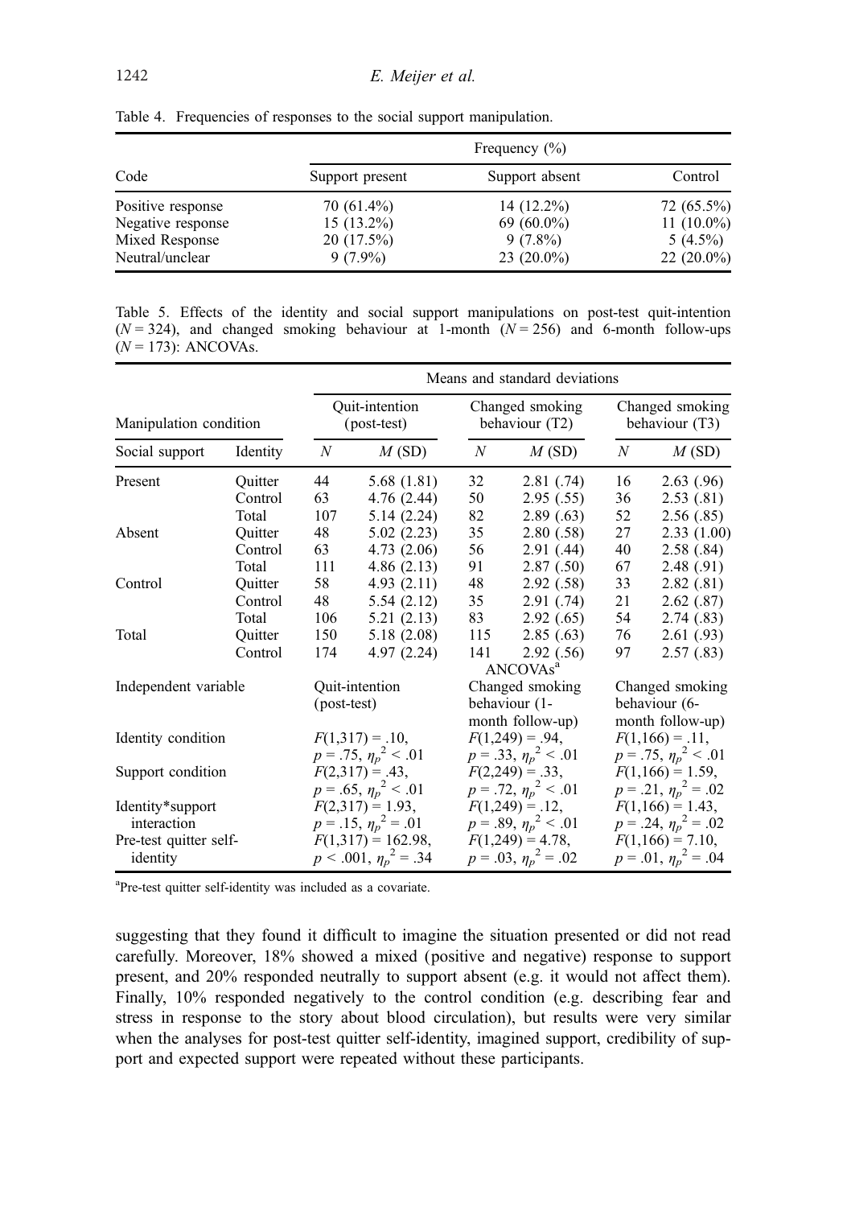Table 4. Frequencies of responses to the social support manipulation.

| Code | Frequency (%) | | |
|---|---|---|---|
| | Support present | Support absent | Control |
| Positive response | 70 (61.4%) | 14 (12.2%) | 72 (65.5%) |
| Negative response | 15 (13.2%) | 69 (60.0%) | 11 (10.0%) |
| Mixed Response | 20 (17.5%) | 9 (7.8%) | 5 (4.5%) |
| Neutral/unclear | 9 (7.9%) | 23 (20.0%) | 22 (20.0%) |

Table 5. Effects of the identity and social support manipulations on post-test quit-intention ($N = 324$), and changed smoking behaviour at 1-month ($N = 256$) and 6-month follow-ups ($N = 173$): ANCOVAs.

| Manipulation condition | | Means and standard deviations | | | | | |
|---|---|---|---|---|---|---|---|
| | | Quit-intention (post-test) | | Changed smoking behaviour (T2) | | Changed smoking behaviour (T3) | |
| Social support | Identity | $N$ | $M$ (SD) | $N$ | $M$ (SD) | $N$ | $M$ (SD) |
| Present | Quitter | 44 | 5.68 (1.81) | 32 | 2.81 (.74) | 16 | 2.63 (.96) |
| | Control | 63 | 4.76 (2.44) | 50 | 2.95 (.55) | 36 | 2.53 (.81) |
| | Total | 107 | 5.14 (2.24) | 82 | 2.89 (.63) | 52 | 2.56 (.85) |
| Absent | Quitter | 48 | 5.02 (2.23) | 35 | 2.80 (.58) | 27 | 2.33 (1.00) |
| | Control | 63 | 4.73 (2.06) | 56 | 2.91 (.44) | 40 | 2.58 (.84) |
| | Total | 111 | 4.86 (2.13) | 91 | 2.87 (.50) | 67 | 2.48 (.91) |
| Control | Quitter | 58 | 4.93 (2.11) | 48 | 2.92 (.58) | 33 | 2.82 (.81) |
| | Control | 48 | 5.54 (2.12) | 35 | 2.91 (.74) | 21 | 2.62 (.87) |
| | Total | 106 | 5.21 (2.13) | 83 | 2.92 (.65) | 54 | 2.74 (.83) |
| Total | Quitter | 150 | 5.18 (2.08) | 115 | 2.85 (.63) | 76 | 2.61 (.93) |
| | Control | 174 | 4.97 (2.24) | 141 | 2.92 (.56) | 97 | 2.57 (.83) |
| | | ANCOVAs[a] | | | | | |
| Independent variable | | Quit-intention (post-test) | | Changed smoking behaviour (1-month follow-up) | | Changed smoking behaviour (6-month follow-up) | |
| Identity condition | | $F(1,317) = .10$, $p = .75$, $\eta_p^2 < .01$ | | $F(1,249) = .94$, $p = .33$, $\eta_p^2 < .01$ | | $F(1,166) = .11$, $p = .75$, $\eta_p^2 < .01$ | |
| Support condition | | $F(2,317) = .43$, $p = .65$, $\eta_p^2 < .01$ | | $F(2,249) = .33$, $p = .72$, $\eta_p^2 < .01$ | | $F(1,166) = 1.59$, $p = .21$, $\eta_p^2 = .02$ | |
| Identity*support interaction | | $F(2,317) = 1.93$, $p = .15$, $\eta_p^2 = .01$ | | $F(1,249) = .12$, $p = .89$, $\eta_p^2 < .01$ | | $F(1,166) = 1.43$, $p = .24$, $\eta_p^2 = .02$ | |
| Pre-test quitter self-identity | | $F(1,317) = 162.98$, $p < .001$, $\eta_p^2 = .34$ | | $F(1,249) = 4.78$, $p = .03$, $\eta_p^2 = .02$ | | $F(1,166) = 7.10$, $p = .01$, $\eta_p^2 = .04$ | |

[a]Pre-test quitter self-identity was included as a covariate.

suggesting that they found it difficult to imagine the situation presented or did not read carefully. Moreover, 18% showed a mixed (positive and negative) response to support present, and 20% responded neutrally to support absent (e.g. it would not affect them). Finally, 10% responded negatively to the control condition (e.g. describing fear and stress in response to the story about blood circulation), but results were very similar when the analyses for post-test quitter self-identity, imagined support, credibility of support and expected support were repeated without these participants.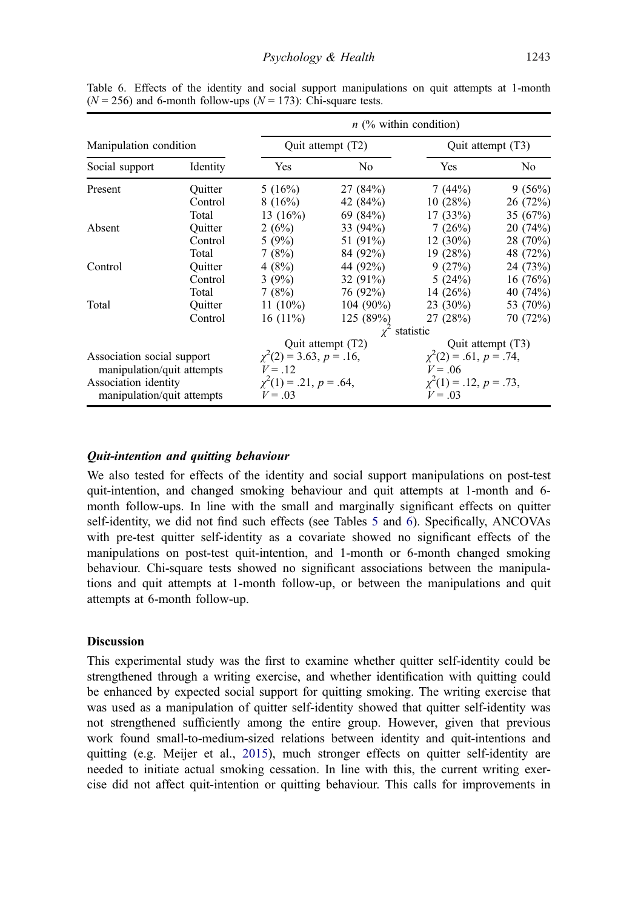Table 6. Effects of the identity and social support manipulations on quit attempts at 1-month ($N = 256$) and 6-month follow-ups ($N = 173$): Chi-square tests.

| Manipulation condition | | *n* (% within condition) | | | |
|---|---|---|---|---|---|
| | | Quit attempt (T2) | | Quit attempt (T3) | |
| Social support | Identity | Yes | No | Yes | No |
| Present | Quitter | 5 (16%) | 27 (84%) | 7 (44%) | 9 (56%) |
| | Control | 8 (16%) | 42 (84%) | 10 (28%) | 26 (72%) |
| | Total | 13 (16%) | 69 (84%) | 17 (33%) | 35 (67%) |
| Absent | Quitter | 2 (6%) | 33 (94%) | 7 (26%) | 20 (74%) |
| | Control | 5 (9%) | 51 (91%) | 12 (30%) | 28 (70%) |
| | Total | 7 (8%) | 84 (92%) | 19 (28%) | 48 (72%) |
| Control | Quitter | 4 (8%) | 44 (92%) | 9 (27%) | 24 (73%) |
| | Control | 3 (9%) | 32 (91%) | 5 (24%) | 16 (76%) |
| | Total | 7 (8%) | 76 (92%) | 14 (26%) | 40 (74%) |
| Total | Quitter | 11 (10%) | 104 (90%) | 23 (30%) | 53 (70%) |
| | Control | 16 (11%) | 125 (89%) | 27 (28%) | 70 (72%) |
| | | $\chi^2$ statistic | | | |
| | | Quit attempt (T2) | | Quit attempt (T3) | |
| Association social support manipulation/quit attempts | | $\chi^2(2) = 3.63$, $p = .16$, $V = .12$ | | $\chi^2(2) = .61$, $p = .74$, $V = .06$ | |
| Association identity manipulation/quit attempts | | $\chi^2(1) = .21$, $p = .64$, $V = .03$ | | $\chi^2(1) = .12$, $p = .73$, $V = .03$ | |

### *Quit-intention and quitting behaviour*

We also tested for effects of the identity and social support manipulations on post-test quit-intention, and changed smoking behaviour and quit attempts at 1-month and 6-month follow-ups. In line with the small and marginally significant effects on quitter self-identity, we did not find such effects (see Tables 5 and 6). Specifically, ANCOVAs with pre-test quitter self-identity as a covariate showed no significant effects of the manipulations on post-test quit-intention, and 1-month or 6-month changed smoking behaviour. Chi-square tests showed no significant associations between the manipulations and quit attempts at 1-month follow-up, or between the manipulations and quit attempts at 6-month follow-up.

## Discussion

This experimental study was the first to examine whether quitter self-identity could be strengthened through a writing exercise, and whether identification with quitting could be enhanced by expected social support for quitting smoking. The writing exercise that was used as a manipulation of quitter self-identity showed that quitter self-identity was not strengthened sufficiently among the entire group. However, given that previous work found small-to-medium-sized relations between identity and quit-intentions and quitting (e.g. Meijer et al., 2015), much stronger effects on quitter self-identity are needed to initiate actual smoking cessation. In line with this, the current writing exercise did not affect quit-intention or quitting behaviour. This calls for improvements in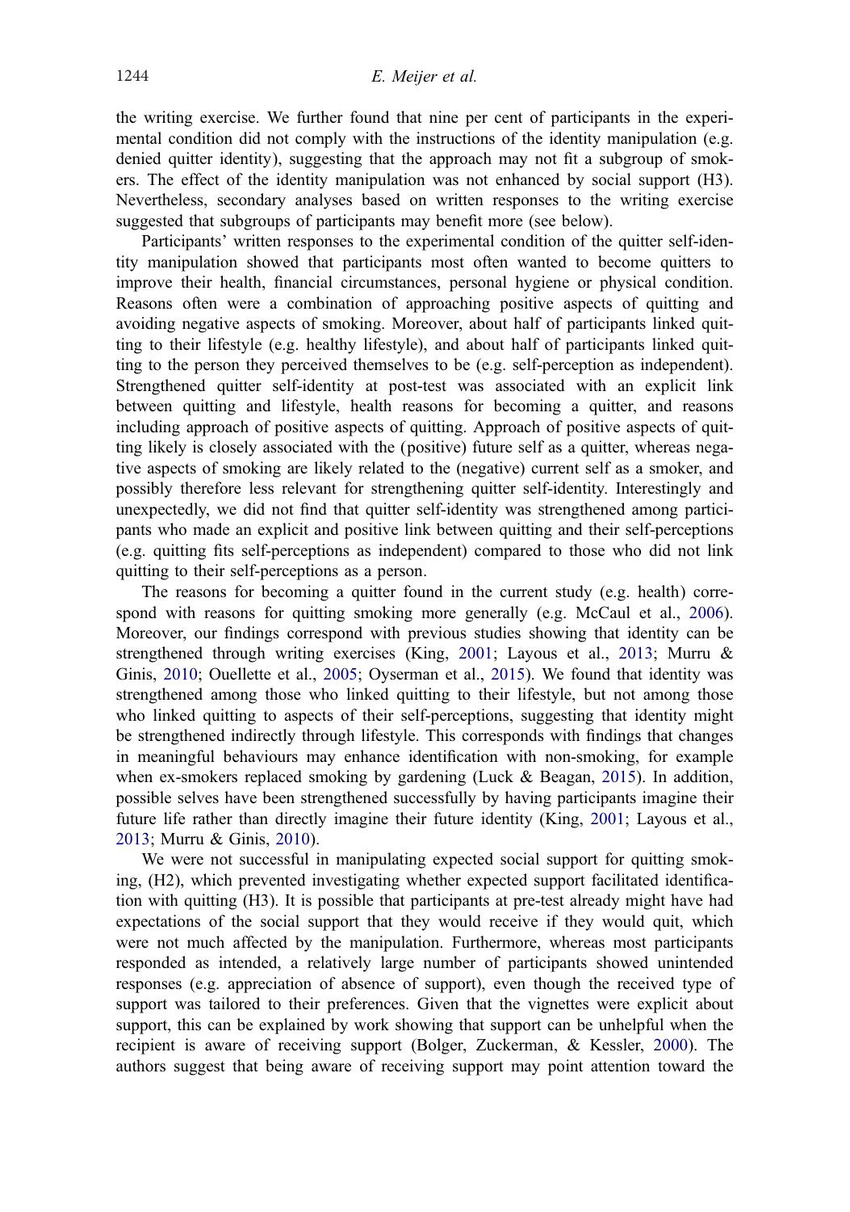the writing exercise. We further found that nine per cent of participants in the experimental condition did not comply with the instructions of the identity manipulation (e.g. denied quitter identity), suggesting that the approach may not fit a subgroup of smokers. The effect of the identity manipulation was not enhanced by social support (H3). Nevertheless, secondary analyses based on written responses to the writing exercise suggested that subgroups of participants may benefit more (see below).

Participants' written responses to the experimental condition of the quitter self-identity manipulation showed that participants most often wanted to become quitters to improve their health, financial circumstances, personal hygiene or physical condition. Reasons often were a combination of approaching positive aspects of quitting and avoiding negative aspects of smoking. Moreover, about half of participants linked quitting to their lifestyle (e.g. healthy lifestyle), and about half of participants linked quitting to the person they perceived themselves to be (e.g. self-perception as independent). Strengthened quitter self-identity at post-test was associated with an explicit link between quitting and lifestyle, health reasons for becoming a quitter, and reasons including approach of positive aspects of quitting. Approach of positive aspects of quitting likely is closely associated with the (positive) future self as a quitter, whereas negative aspects of smoking are likely related to the (negative) current self as a smoker, and possibly therefore less relevant for strengthening quitter self-identity. Interestingly and unexpectedly, we did not find that quitter self-identity was strengthened among participants who made an explicit and positive link between quitting and their self-perceptions (e.g. quitting fits self-perceptions as independent) compared to those who did not link quitting to their self-perceptions as a person.

The reasons for becoming a quitter found in the current study (e.g. health) correspond with reasons for quitting smoking more generally (e.g. McCaul et al., 2006). Moreover, our findings correspond with previous studies showing that identity can be strengthened through writing exercises (King, 2001; Layous et al., 2013; Murru & Ginis, 2010; Ouellette et al., 2005; Oyserman et al., 2015). We found that identity was strengthened among those who linked quitting to their lifestyle, but not among those who linked quitting to aspects of their self-perceptions, suggesting that identity might be strengthened indirectly through lifestyle. This corresponds with findings that changes in meaningful behaviours may enhance identification with non-smoking, for example when ex-smokers replaced smoking by gardening (Luck & Beagan, 2015). In addition, possible selves have been strengthened successfully by having participants imagine their future life rather than directly imagine their future identity (King, 2001; Layous et al., 2013; Murru & Ginis, 2010).

We were not successful in manipulating expected social support for quitting smoking, (H2), which prevented investigating whether expected support facilitated identification with quitting (H3). It is possible that participants at pre-test already might have had expectations of the social support that they would receive if they would quit, which were not much affected by the manipulation. Furthermore, whereas most participants responded as intended, a relatively large number of participants showed unintended responses (e.g. appreciation of absence of support), even though the received type of support was tailored to their preferences. Given that the vignettes were explicit about support, this can be explained by work showing that support can be unhelpful when the recipient is aware of receiving support (Bolger, Zuckerman, & Kessler, 2000). The authors suggest that being aware of receiving support may point attention toward the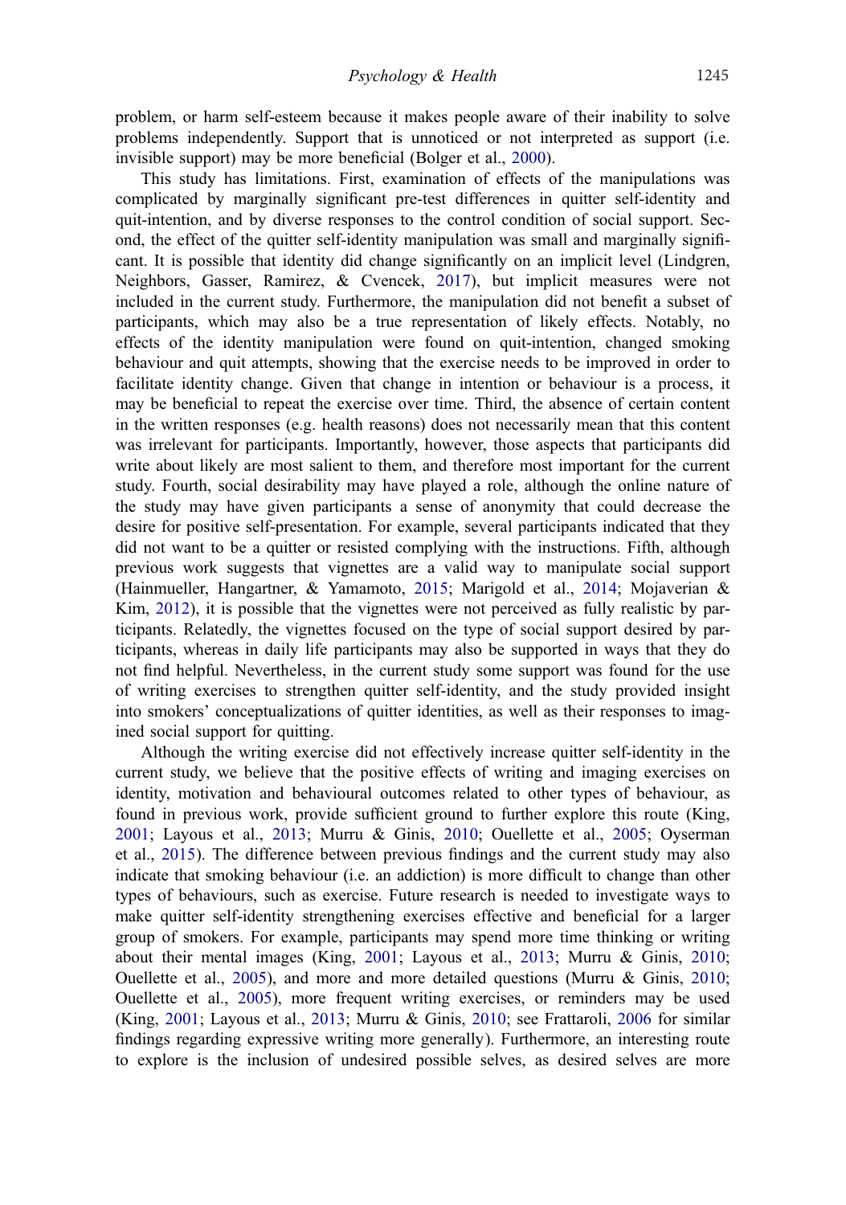problem, or harm self-esteem because it makes people aware of their inability to solve problems independently. Support that is unnoticed or not interpreted as support (i.e. invisible support) may be more beneficial (Bolger et al., 2000).

This study has limitations. First, examination of effects of the manipulations was complicated by marginally significant pre-test differences in quitter self-identity and quit-intention, and by diverse responses to the control condition of social support. Second, the effect of the quitter self-identity manipulation was small and marginally significant. It is possible that identity did change significantly on an implicit level (Lindgren, Neighbors, Gasser, Ramirez, & Cvencek, 2017), but implicit measures were not included in the current study. Furthermore, the manipulation did not benefit a subset of participants, which may also be a true representation of likely effects. Notably, no effects of the identity manipulation were found on quit-intention, changed smoking behaviour and quit attempts, showing that the exercise needs to be improved in order to facilitate identity change. Given that change in intention or behaviour is a process, it may be beneficial to repeat the exercise over time. Third, the absence of certain content in the written responses (e.g. health reasons) does not necessarily mean that this content was irrelevant for participants. Importantly, however, those aspects that participants did write about likely are most salient to them, and therefore most important for the current study. Fourth, social desirability may have played a role, although the online nature of the study may have given participants a sense of anonymity that could decrease the desire for positive self-presentation. For example, several participants indicated that they did not want to be a quitter or resisted complying with the instructions. Fifth, although previous work suggests that vignettes are a valid way to manipulate social support (Hainmueller, Hangartner, & Yamamoto, 2015; Marigold et al., 2014; Mojaverian & Kim, 2012), it is possible that the vignettes were not perceived as fully realistic by participants. Relatedly, the vignettes focused on the type of social support desired by participants, whereas in daily life participants may also be supported in ways that they do not find helpful. Nevertheless, in the current study some support was found for the use of writing exercises to strengthen quitter self-identity, and the study provided insight into smokers' conceptualizations of quitter identities, as well as their responses to imagined social support for quitting.

Although the writing exercise did not effectively increase quitter self-identity in the current study, we believe that the positive effects of writing and imaging exercises on identity, motivation and behavioural outcomes related to other types of behaviour, as found in previous work, provide sufficient ground to further explore this route (King, 2001; Layous et al., 2013; Murru & Ginis, 2010; Ouellette et al., 2005; Oyserman et al., 2015). The difference between previous findings and the current study may also indicate that smoking behaviour (i.e. an addiction) is more difficult to change than other types of behaviours, such as exercise. Future research is needed to investigate ways to make quitter self-identity strengthening exercises effective and beneficial for a larger group of smokers. For example, participants may spend more time thinking or writing about their mental images (King, 2001; Layous et al., 2013; Murru & Ginis, 2010; Ouellette et al., 2005), and more and more detailed questions (Murru & Ginis, 2010; Ouellette et al., 2005), more frequent writing exercises, or reminders may be used (King, 2001; Layous et al., 2013; Murru & Ginis, 2010; see Frattaroli, 2006 for similar findings regarding expressive writing more generally). Furthermore, an interesting route to explore is the inclusion of undesired possible selves, as desired selves are more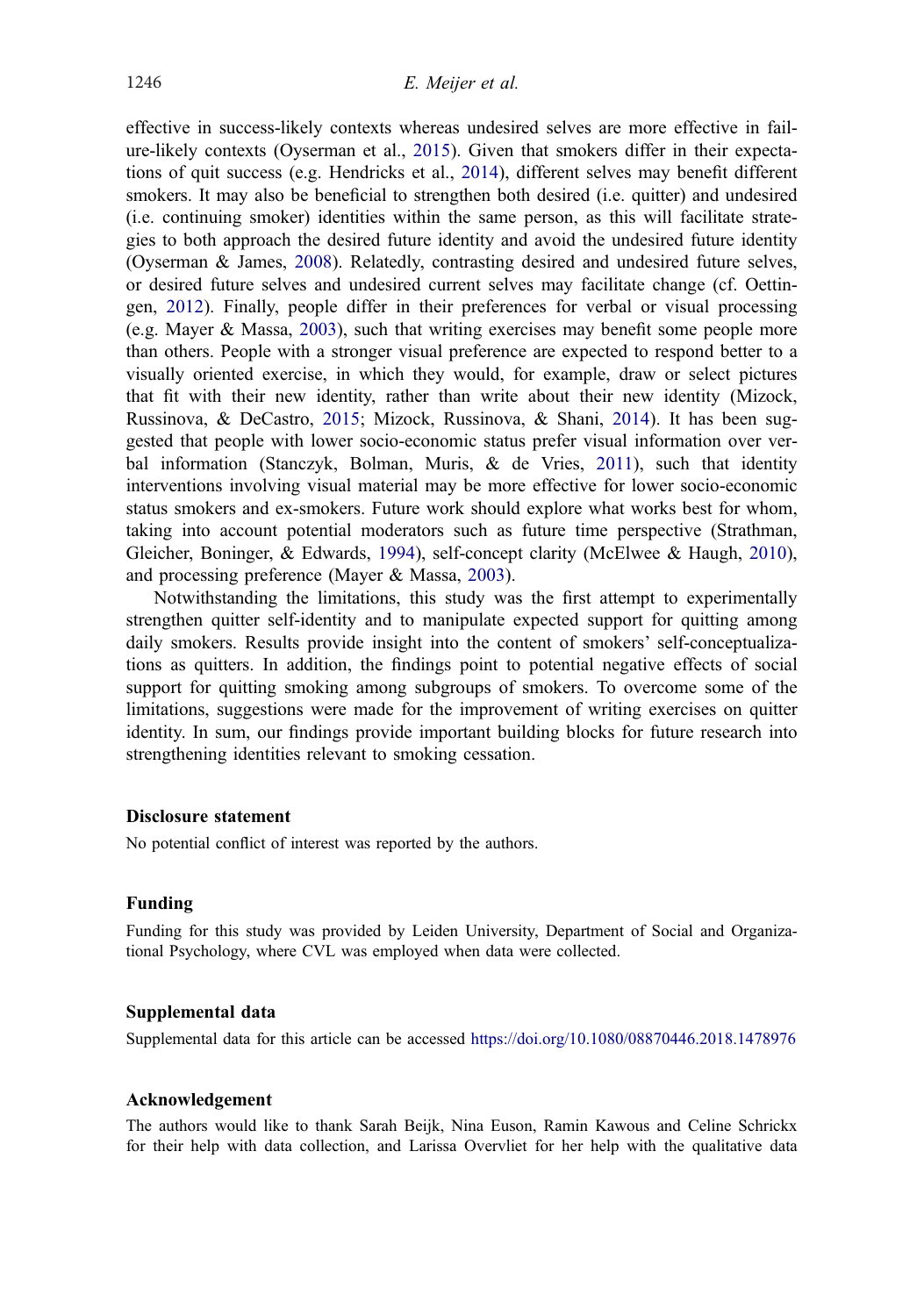effective in success-likely contexts whereas undesired selves are more effective in failure-likely contexts (Oyserman et al., 2015). Given that smokers differ in their expectations of quit success (e.g. Hendricks et al., 2014), different selves may benefit different smokers. It may also be beneficial to strengthen both desired (i.e. quitter) and undesired (i.e. continuing smoker) identities within the same person, as this will facilitate strategies to both approach the desired future identity and avoid the undesired future identity (Oyserman & James, 2008). Relatedly, contrasting desired and undesired future selves, or desired future selves and undesired current selves may facilitate change (cf. Oettingen, 2012). Finally, people differ in their preferences for verbal or visual processing (e.g. Mayer & Massa, 2003), such that writing exercises may benefit some people more than others. People with a stronger visual preference are expected to respond better to a visually oriented exercise, in which they would, for example, draw or select pictures that fit with their new identity, rather than write about their new identity (Mizock, Russinova, & DeCastro, 2015; Mizock, Russinova, & Shani, 2014). It has been suggested that people with lower socio-economic status prefer visual information over verbal information (Stanczyk, Bolman, Muris, & de Vries, 2011), such that identity interventions involving visual material may be more effective for lower socio-economic status smokers and ex-smokers. Future work should explore what works best for whom, taking into account potential moderators such as future time perspective (Strathman, Gleicher, Boninger, & Edwards, 1994), self-concept clarity (McElwee & Haugh, 2010), and processing preference (Mayer & Massa, 2003).

Notwithstanding the limitations, this study was the first attempt to experimentally strengthen quitter self-identity and to manipulate expected support for quitting among daily smokers. Results provide insight into the content of smokers' self-conceptualizations as quitters. In addition, the findings point to potential negative effects of social support for quitting smoking among subgroups of smokers. To overcome some of the limitations, suggestions were made for the improvement of writing exercises on quitter identity. In sum, our findings provide important building blocks for future research into strengthening identities relevant to smoking cessation.

## Disclosure statement

No potential conflict of interest was reported by the authors.

## Funding

Funding for this study was provided by Leiden University, Department of Social and Organizational Psychology, where CVL was employed when data were collected.

## Supplemental data

Supplemental data for this article can be accessed https://doi.org/10.1080/08870446.2018.1478976

## Acknowledgement

The authors would like to thank Sarah Beijk, Nina Euson, Ramin Kawous and Celine Schrickx for their help with data collection, and Larissa Overvliet for her help with the qualitative data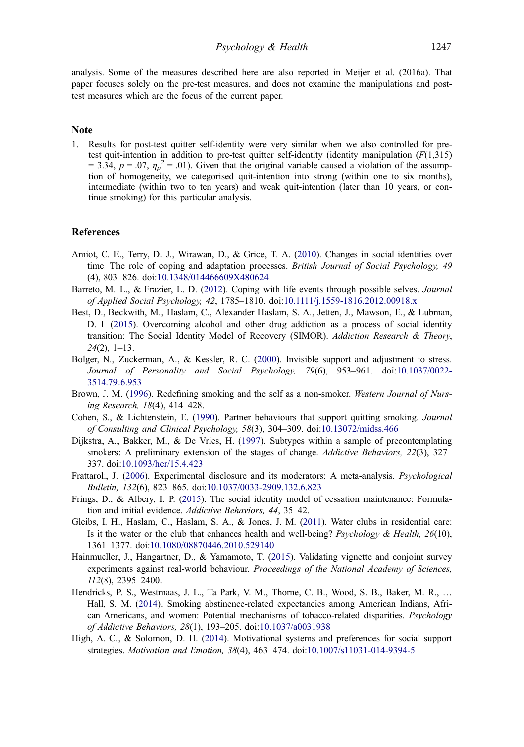analysis. Some of the measures described here are also reported in Meijer et al. (2016a). That paper focuses solely on the pre-test measures, and does not examine the manipulations and post-test measures which are the focus of the current paper.

## Note

1. Results for post-test quitter self-identity were very similar when we also controlled for pre-test quit-intention in addition to pre-test quitter self-identity (identity manipulation ($F$(1,315) = 3.34, $p$ = .07, $\eta_p^2$ = .01). Given that the original variable caused a violation of the assumption of homogeneity, we categorised quit-intention into strong (within one to six months), intermediate (within two to ten years) and weak quit-intention (later than 10 years, or continue smoking) for this particular analysis.

## References

Amiot, C. E., Terry, D. J., Wirawan, D., & Grice, T. A. (2010). Changes in social identities over time: The role of coping and adaptation processes. *British Journal of Social Psychology, 49* (4), 803–826. doi:10.1348/014466609X480624

Barreto, M. L., & Frazier, L. D. (2012). Coping with life events through possible selves. *Journal of Applied Social Psychology, 42*, 1785–1810. doi:10.1111/j.1559-1816.2012.00918.x

Best, D., Beckwith, M., Haslam, C., Alexander Haslam, S. A., Jetten, J., Mawson, E., & Lubman, D. I. (2015). Overcoming alcohol and other drug addiction as a process of social identity transition: The Social Identity Model of Recovery (SIMOR). *Addiction Research & Theory*, *24*(2), 1–13.

Bolger, N., Zuckerman, A., & Kessler, R. C. (2000). Invisible support and adjustment to stress. *Journal of Personality and Social Psychology, 79*(6), 953–961. doi:10.1037/0022-3514.79.6.953

Brown, J. M. (1996). Redefining smoking and the self as a non-smoker. *Western Journal of Nursing Research, 18*(4), 414–428.

Cohen, S., & Lichtenstein, E. (1990). Partner behaviours that support quitting smoking. *Journal of Consulting and Clinical Psychology, 58*(3), 304–309. doi:10.13072/midss.466

Dijkstra, A., Bakker, M., & De Vries, H. (1997). Subtypes within a sample of precontemplating smokers: A preliminary extension of the stages of change. *Addictive Behaviors, 22*(3), 327–337. doi:10.1093/her/15.4.423

Frattaroli, J. (2006). Experimental disclosure and its moderators: A meta-analysis. *Psychological Bulletin, 132*(6), 823–865. doi:10.1037/0033-2909.132.6.823

Frings, D., & Albery, I. P. (2015). The social identity model of cessation maintenance: Formulation and initial evidence. *Addictive Behaviors, 44*, 35–42.

Gleibs, I. H., Haslam, C., Haslam, S. A., & Jones, J. M. (2011). Water clubs in residential care: Is it the water or the club that enhances health and well-being? *Psychology & Health, 26*(10), 1361–1377. doi:10.1080/08870446.2010.529140

Hainmueller, J., Hangartner, D., & Yamamoto, T. (2015). Validating vignette and conjoint survey experiments against real-world behaviour. *Proceedings of the National Academy of Sciences, 112*(8), 2395–2400.

Hendricks, P. S., Westmaas, J. L., Ta Park, V. M., Thorne, C. B., Wood, S. B., Baker, M. R., … Hall, S. M. (2014). Smoking abstinence-related expectancies among American Indians, African Americans, and women: Potential mechanisms of tobacco-related disparities. *Psychology of Addictive Behaviors, 28*(1), 193–205. doi:10.1037/a0031938

High, A. C., & Solomon, D. H. (2014). Motivational systems and preferences for social support strategies. *Motivation and Emotion, 38*(4), 463–474. doi:10.1007/s11031-014-9394-5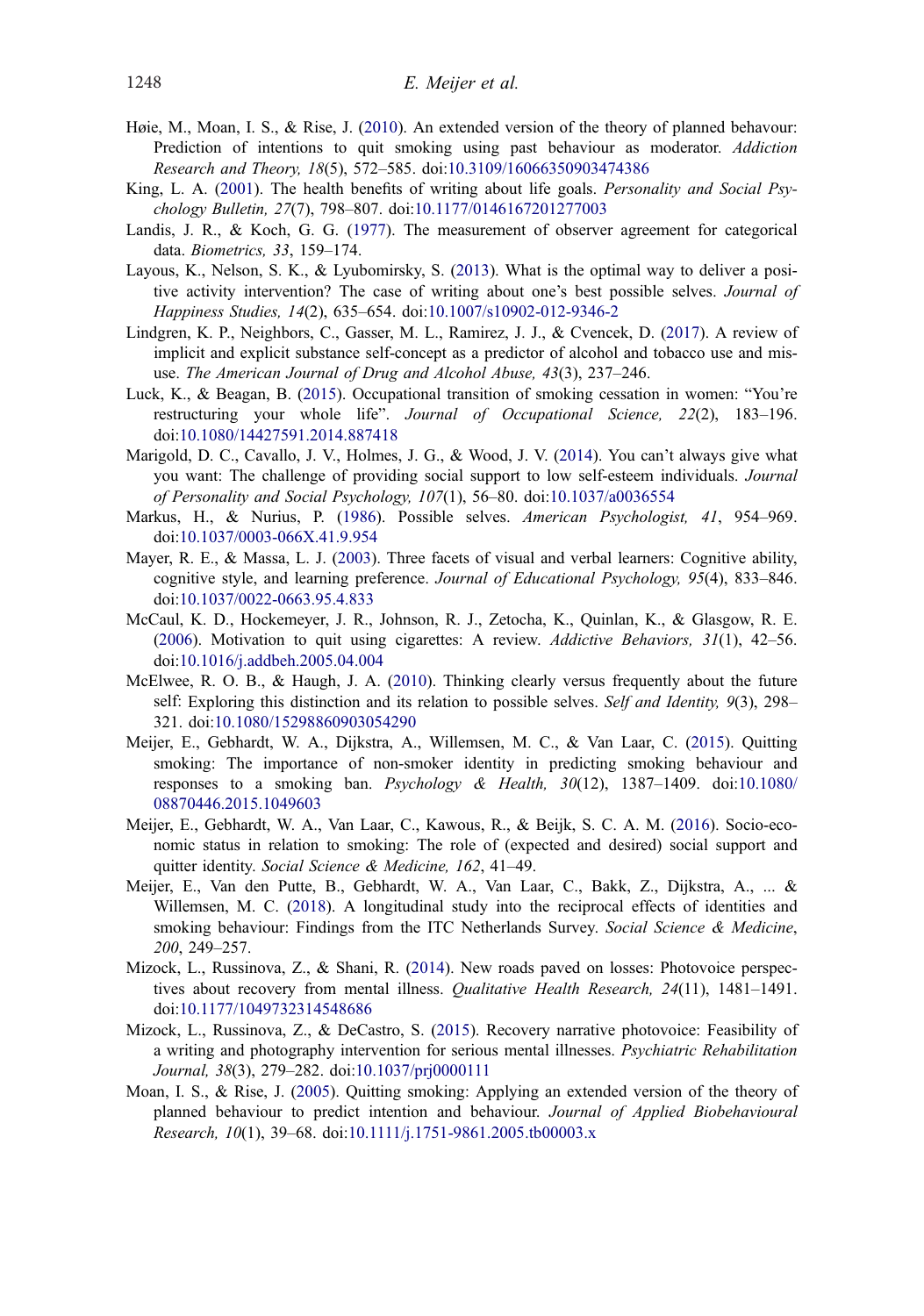Høie, M., Moan, I. S., & Rise, J. (2010). An extended version of the theory of planned behaviour: Prediction of intentions to quit smoking using past behaviour as moderator. *Addiction Research and Theory, 18*(5), 572–585. doi:10.3109/16066350903474386

King, L. A. (2001). The health benefits of writing about life goals. *Personality and Social Psychology Bulletin, 27*(7), 798–807. doi:10.1177/0146167201277003

Landis, J. R., & Koch, G. G. (1977). The measurement of observer agreement for categorical data. *Biometrics, 33*, 159–174.

Layous, K., Nelson, S. K., & Lyubomirsky, S. (2013). What is the optimal way to deliver a positive activity intervention? The case of writing about one's best possible selves. *Journal of Happiness Studies, 14*(2), 635–654. doi:10.1007/s10902-012-9346-2

Lindgren, K. P., Neighbors, C., Gasser, M. L., Ramirez, J. J., & Cvencek, D. (2017). A review of implicit and explicit substance self-concept as a predictor of alcohol and tobacco use and misuse. *The American Journal of Drug and Alcohol Abuse, 43*(3), 237–246.

Luck, K., & Beagan, B. (2015). Occupational transition of smoking cessation in women: "You're restructuring your whole life". *Journal of Occupational Science, 22*(2), 183–196. doi:10.1080/14427591.2014.887418

Marigold, D. C., Cavallo, J. V., Holmes, J. G., & Wood, J. V. (2014). You can't always give what you want: The challenge of providing social support to low self-esteem individuals. *Journal of Personality and Social Psychology, 107*(1), 56–80. doi:10.1037/a0036554

Markus, H., & Nurius, P. (1986). Possible selves. *American Psychologist, 41*, 954–969. doi:10.1037/0003-066X.41.9.954

Mayer, R. E., & Massa, L. J. (2003). Three facets of visual and verbal learners: Cognitive ability, cognitive style, and learning preference. *Journal of Educational Psychology, 95*(4), 833–846. doi:10.1037/0022-0663.95.4.833

McCaul, K. D., Hockemeyer, J. R., Johnson, R. J., Zetocha, K., Quinlan, K., & Glasgow, R. E. (2006). Motivation to quit using cigarettes: A review. *Addictive Behaviors, 31*(1), 42–56. doi:10.1016/j.addbeh.2005.04.004

McElwee, R. O. B., & Haugh, J. A. (2010). Thinking clearly versus frequently about the future self: Exploring this distinction and its relation to possible selves. *Self and Identity, 9*(3), 298–321. doi:10.1080/15298860903054290

Meijer, E., Gebhardt, W. A., Dijkstra, A., Willemsen, M. C., & Van Laar, C. (2015). Quitting smoking: The importance of non-smoker identity in predicting smoking behaviour and responses to a smoking ban. *Psychology & Health, 30*(12), 1387–1409. doi:10.1080/08870446.2015.1049603

Meijer, E., Gebhardt, W. A., Van Laar, C., Kawous, R., & Beijk, S. C. A. M. (2016). Socio-economic status in relation to smoking: The role of (expected and desired) social support and quitter identity. *Social Science & Medicine, 162*, 41–49.

Meijer, E., Van den Putte, B., Gebhardt, W. A., Van Laar, C., Bakk, Z., Dijkstra, A., ... & Willemsen, M. C. (2018). A longitudinal study into the reciprocal effects of identities and smoking behaviour: Findings from the ITC Netherlands Survey. *Social Science & Medicine, 200*, 249–257.

Mizock, L., Russinova, Z., & Shani, R. (2014). New roads paved on losses: Photovoice perspectives about recovery from mental illness. *Qualitative Health Research, 24*(11), 1481–1491. doi:10.1177/1049732314548686

Mizock, L., Russinova, Z., & DeCastro, S. (2015). Recovery narrative photovoice: Feasibility of a writing and photography intervention for serious mental illnesses. *Psychiatric Rehabilitation Journal, 38*(3), 279–282. doi:10.1037/prj0000111

Moan, I. S., & Rise, J. (2005). Quitting smoking: Applying an extended version of the theory of planned behaviour to predict intention and behaviour. *Journal of Applied Biobehavioural Research, 10*(1), 39–68. doi:10.1111/j.1751-9861.2005.tb00003.x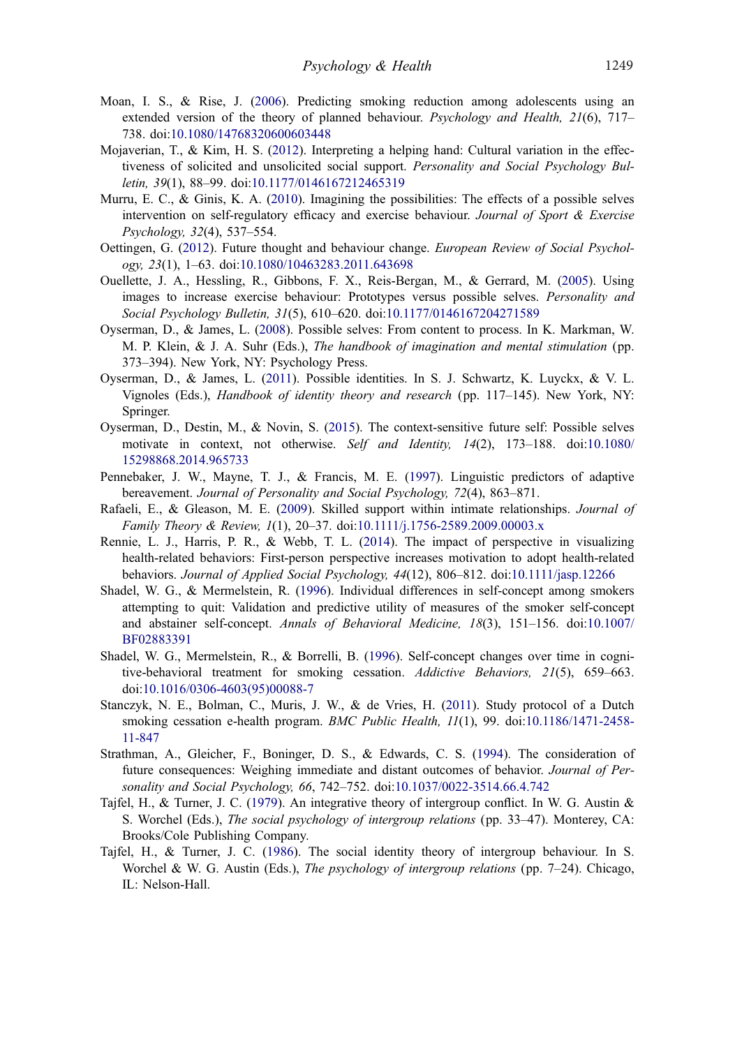Moan, I. S., & Rise, J. (2006). Predicting smoking reduction among adolescents using an extended version of the theory of planned behaviour. *Psychology and Health, 21*(6), 717–738. doi:10.1080/14768320600603448

Mojaverian, T., & Kim, H. S. (2012). Interpreting a helping hand: Cultural variation in the effectiveness of solicited and unsolicited social support. *Personality and Social Psychology Bulletin, 39*(1), 88–99. doi:10.1177/0146167212465319

Murru, E. C., & Ginis, K. A. (2010). Imagining the possibilities: The effects of a possible selves intervention on self-regulatory efficacy and exercise behaviour. *Journal of Sport & Exercise Psychology, 32*(4), 537–554.

Oettingen, G. (2012). Future thought and behaviour change. *European Review of Social Psychology, 23*(1), 1–63. doi:10.1080/10463283.2011.643698

Ouellette, J. A., Hessling, R., Gibbons, F. X., Reis-Bergan, M., & Gerrard, M. (2005). Using images to increase exercise behaviour: Prototypes versus possible selves. *Personality and Social Psychology Bulletin, 31*(5), 610–620. doi:10.1177/0146167204271589

Oyserman, D., & James, L. (2008). Possible selves: From content to process. In K. Markman, W. M. P. Klein, & J. A. Suhr (Eds.), *The handbook of imagination and mental stimulation* (pp. 373–394). New York, NY: Psychology Press.

Oyserman, D., & James, L. (2011). Possible identities. In S. J. Schwartz, K. Luyckx, & V. L. Vignoles (Eds.), *Handbook of identity theory and research* (pp. 117–145). New York, NY: Springer.

Oyserman, D., Destin, M., & Novin, S. (2015). The context-sensitive future self: Possible selves motivate in context, not otherwise. *Self and Identity, 14*(2), 173–188. doi:10.1080/15298868.2014.965733

Pennebaker, J. W., Mayne, T. J., & Francis, M. E. (1997). Linguistic predictors of adaptive bereavement. *Journal of Personality and Social Psychology, 72*(4), 863–871.

Rafaeli, E., & Gleason, M. E. (2009). Skilled support within intimate relationships. *Journal of Family Theory & Review, 1*(1), 20–37. doi:10.1111/j.1756-2589.2009.00003.x

Rennie, L. J., Harris, P. R., & Webb, T. L. (2014). The impact of perspective in visualizing health-related behaviors: First-person perspective increases motivation to adopt health-related behaviors. *Journal of Applied Social Psychology, 44*(12), 806–812. doi:10.1111/jasp.12266

Shadel, W. G., & Mermelstein, R. (1996). Individual differences in self-concept among smokers attempting to quit: Validation and predictive utility of measures of the smoker self-concept and abstainer self-concept. *Annals of Behavioral Medicine, 18*(3), 151–156. doi:10.1007/BF02883391

Shadel, W. G., Mermelstein, R., & Borrelli, B. (1996). Self-concept changes over time in cognitive-behavioral treatment for smoking cessation. *Addictive Behaviors, 21*(5), 659–663. doi:10.1016/0306-4603(95)00088-7

Stanczyk, N. E., Bolman, C., Muris, J. W., & de Vries, H. (2011). Study protocol of a Dutch smoking cessation e-health program. *BMC Public Health, 11*(1), 99. doi:10.1186/1471-2458-11-847

Strathman, A., Gleicher, F., Boninger, D. S., & Edwards, C. S. (1994). The consideration of future consequences: Weighing immediate and distant outcomes of behavior. *Journal of Personality and Social Psychology, 66*, 742–752. doi:10.1037/0022-3514.66.4.742

Tajfel, H., & Turner, J. C. (1979). An integrative theory of intergroup conflict. In W. G. Austin & S. Worchel (Eds.), *The social psychology of intergroup relations* (pp. 33–47). Monterey, CA: Brooks/Cole Publishing Company.

Tajfel, H., & Turner, J. C. (1986). The social identity theory of intergroup behaviour. In S. Worchel & W. G. Austin (Eds.), *The psychology of intergroup relations* (pp. 7–24). Chicago, IL: Nelson-Hall.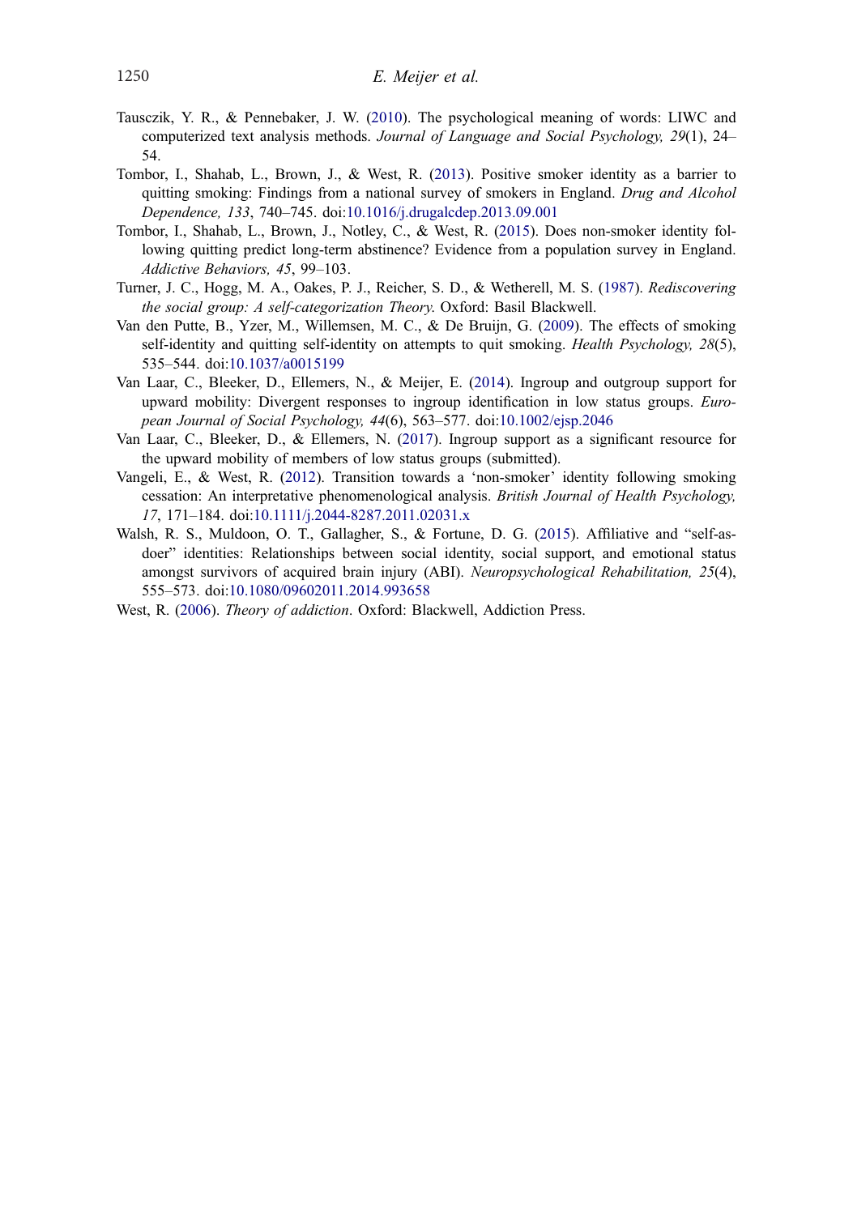Tausczik, Y. R., & Pennebaker, J. W. (2010). The psychological meaning of words: LIWC and computerized text analysis methods. *Journal of Language and Social Psychology, 29*(1), 24–54.

Tombor, I., Shahab, L., Brown, J., & West, R. (2013). Positive smoker identity as a barrier to quitting smoking: Findings from a national survey of smokers in England. *Drug and Alcohol Dependence, 133*, 740–745. doi:10.1016/j.drugalcdep.2013.09.001

Tombor, I., Shahab, L., Brown, J., Notley, C., & West, R. (2015). Does non-smoker identity following quitting predict long-term abstinence? Evidence from a population survey in England. *Addictive Behaviors, 45*, 99–103.

Turner, J. C., Hogg, M. A., Oakes, P. J., Reicher, S. D., & Wetherell, M. S. (1987). *Rediscovering the social group: A self-categorization Theory*. Oxford: Basil Blackwell.

Van den Putte, B., Yzer, M., Willemsen, M. C., & De Bruijn, G. (2009). The effects of smoking self-identity and quitting self-identity on attempts to quit smoking. *Health Psychology, 28*(5), 535–544. doi:10.1037/a0015199

Van Laar, C., Bleeker, D., Ellemers, N., & Meijer, E. (2014). Ingroup and outgroup support for upward mobility: Divergent responses to ingroup identification in low status groups. *European Journal of Social Psychology, 44*(6), 563–577. doi:10.1002/ejsp.2046

Van Laar, C., Bleeker, D., & Ellemers, N. (2017). Ingroup support as a significant resource for the upward mobility of members of low status groups (submitted).

Vangeli, E., & West, R. (2012). Transition towards a 'non-smoker' identity following smoking cessation: An interpretative phenomenological analysis. *British Journal of Health Psychology, 17*, 171–184. doi:10.1111/j.2044-8287.2011.02031.x

Walsh, R. S., Muldoon, O. T., Gallagher, S., & Fortune, D. G. (2015). Affiliative and "self-as-doer" identities: Relationships between social identity, social support, and emotional status amongst survivors of acquired brain injury (ABI). *Neuropsychological Rehabilitation, 25*(4), 555–573. doi:10.1080/09602011.2014.993658

West, R. (2006). *Theory of addiction*. Oxford: Blackwell, Addiction Press.